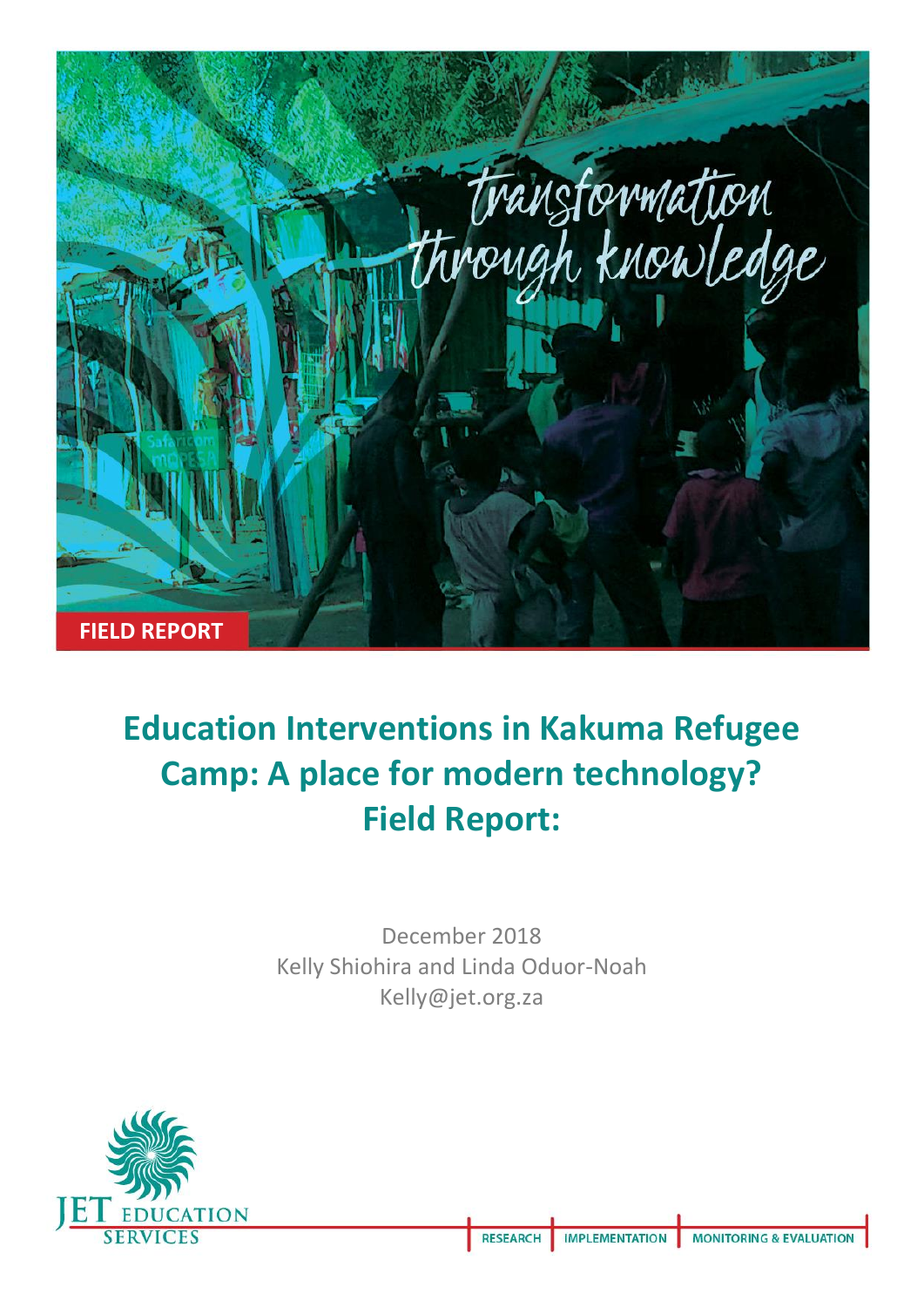transformation through knowledge

**FIELD REPORT**

# Education Interventions in Kakuma Refugee Camp: A place for modern technology? Field Report:

December 2018
Kelly Shiohira and Linda Oduor-Noah
Kelly@jet.org.za

JET EDUCATION SERVICES

RESEARCH | IMPLEMENTATION | MONITORING & EVALUATION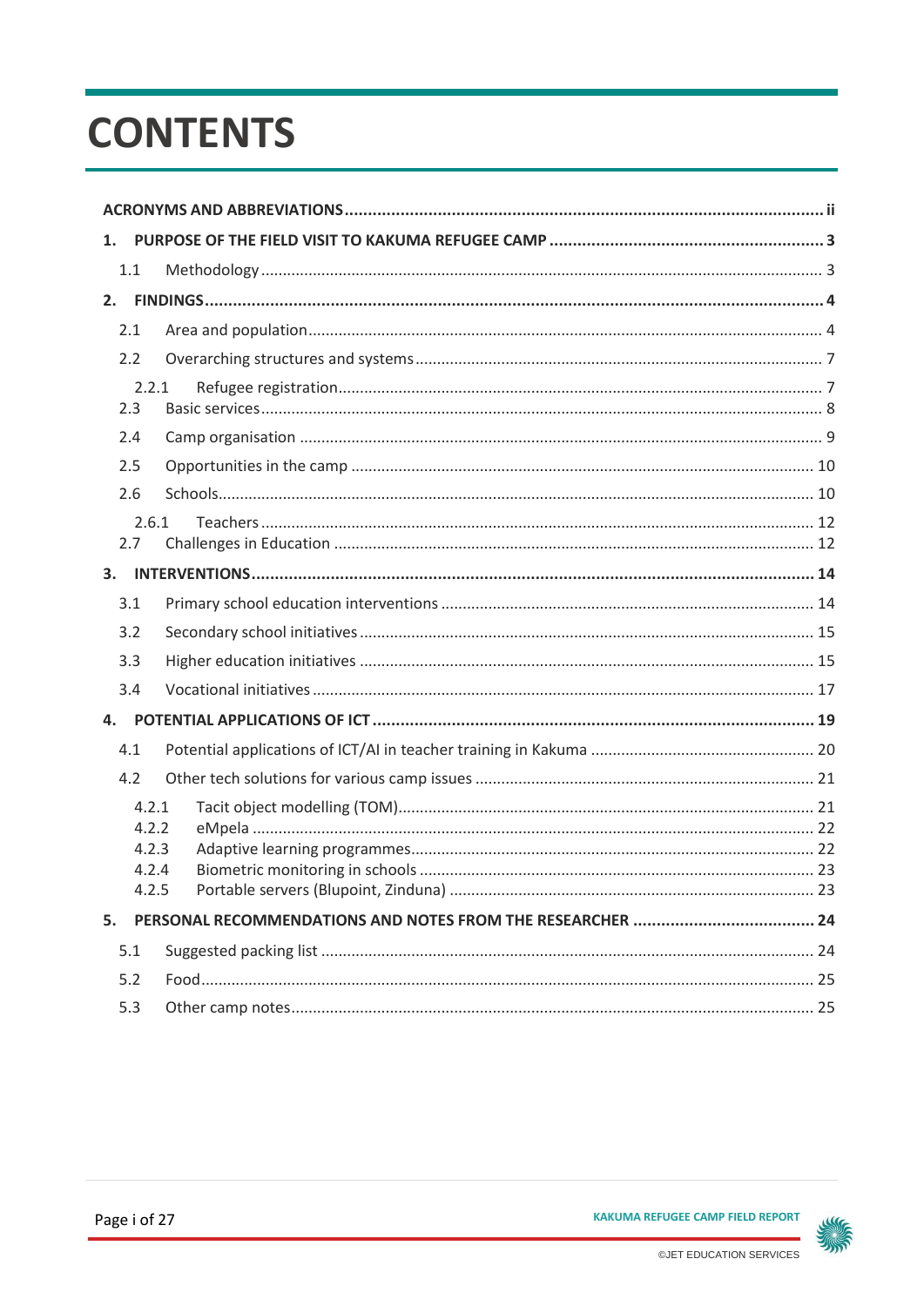# CONTENTS

**ACRONYMS AND ABBREVIATIONS** ..... **ii**

**1. PURPOSE OF THE FIELD VISIT TO KAKUMA REFUGEE CAMP** ..... **3**

- 1.1 Methodology ..... 3

**2. FINDINGS** ..... **4**

- 2.1 Area and population ..... 4
- 2.2 Overarching structures and systems ..... 7
  - 2.2.1 Refugee registration ..... 7
- 2.3 Basic services ..... 8
- 2.4 Camp organisation ..... 9
- 2.5 Opportunities in the camp ..... 10
- 2.6 Schools ..... 10
  - 2.6.1 Teachers ..... 12
- 2.7 Challenges in Education ..... 12

**3. INTERVENTIONS** ..... **14**

- 3.1 Primary school education interventions ..... 14
- 3.2 Secondary school initiatives ..... 15
- 3.3 Higher education initiatives ..... 15
- 3.4 Vocational initiatives ..... 17

**4. POTENTIAL APPLICATIONS OF ICT** ..... **19**

- 4.1 Potential applications of ICT/AI in teacher training in Kakuma ..... 20
- 4.2 Other tech solutions for various camp issues ..... 21
  - 4.2.1 Tacit object modelling (TOM) ..... 21
  - 4.2.2 eMpela ..... 22
  - 4.2.3 Adaptive learning programmes ..... 22
  - 4.2.4 Biometric monitoring in schools ..... 23
  - 4.2.5 Portable servers (Blupoint, Zinduna) ..... 23

**5. PERSONAL RECOMMENDATIONS AND NOTES FROM THE RESEARCHER** ..... **24**

- 5.1 Suggested packing list ..... 24
- 5.2 Food ..... 25
- 5.3 Other camp notes ..... 25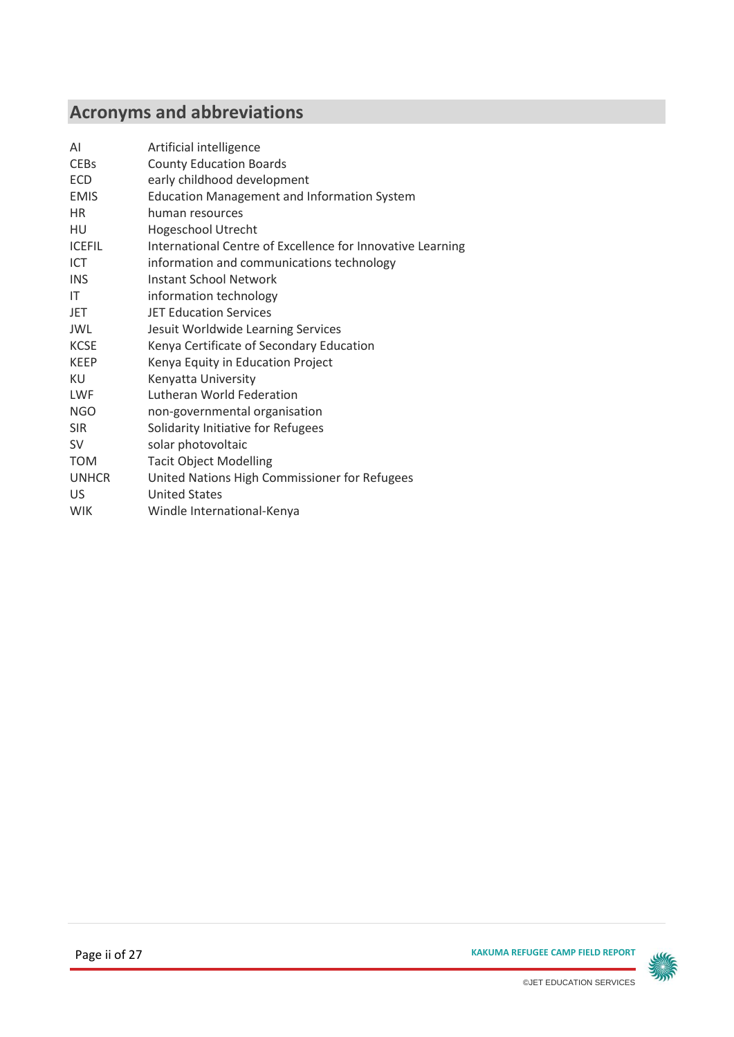## Acronyms and abbreviations

| | |
|---|---|
| AI | Artificial intelligence |
| CEBs | County Education Boards |
| ECD | early childhood development |
| EMIS | Education Management and Information System |
| HR | human resources |
| HU | Hogeschool Utrecht |
| ICEFIL | International Centre of Excellence for Innovative Learning |
| ICT | information and communications technology |
| INS | Instant School Network |
| IT | information technology |
| JET | JET Education Services |
| JWL | Jesuit Worldwide Learning Services |
| KCSE | Kenya Certificate of Secondary Education |
| KEEP | Kenya Equity in Education Project |
| KU | Kenyatta University |
| LWF | Lutheran World Federation |
| NGO | non-governmental organisation |
| SIR | Solidarity Initiative for Refugees |
| SV | solar photovoltaic |
| TOM | Tacit Object Modelling |
| UNHCR | United Nations High Commissioner for Refugees |
| US | United States |
| WIK | Windle International-Kenya |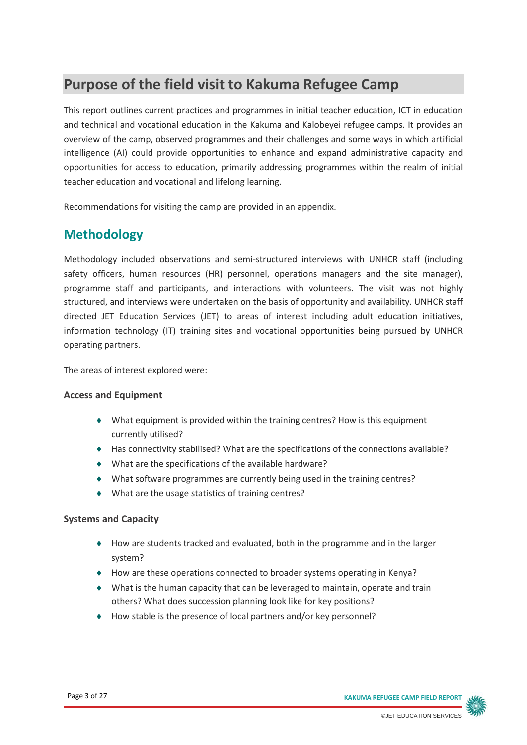## Purpose of the field visit to Kakuma Refugee Camp

This report outlines current practices and programmes in initial teacher education, ICT in education and technical and vocational education in the Kakuma and Kalobeyei refugee camps. It provides an overview of the camp, observed programmes and their challenges and some ways in which artificial intelligence (AI) could provide opportunities to enhance and expand administrative capacity and opportunities for access to education, primarily addressing programmes within the realm of initial teacher education and vocational and lifelong learning.

Recommendations for visiting the camp are provided in an appendix.

## Methodology

Methodology included observations and semi-structured interviews with UNHCR staff (including safety officers, human resources (HR) personnel, operations managers and the site manager), programme staff and participants, and interactions with volunteers. The visit was not highly structured, and interviews were undertaken on the basis of opportunity and availability. UNHCR staff directed JET Education Services (JET) to areas of interest including adult education initiatives, information technology (IT) training sites and vocational opportunities being pursued by UNHCR operating partners.

The areas of interest explored were:

**Access and Equipment**

- What equipment is provided within the training centres? How is this equipment currently utilised?
- Has connectivity stabilised? What are the specifications of the connections available?
- What are the specifications of the available hardware?
- What software programmes are currently being used in the training centres?
- What are the usage statistics of training centres?

**Systems and Capacity**

- How are students tracked and evaluated, both in the programme and in the larger system?
- How are these operations connected to broader systems operating in Kenya?
- What is the human capacity that can be leveraged to maintain, operate and train others? What does succession planning look like for key positions?
- How stable is the presence of local partners and/or key personnel?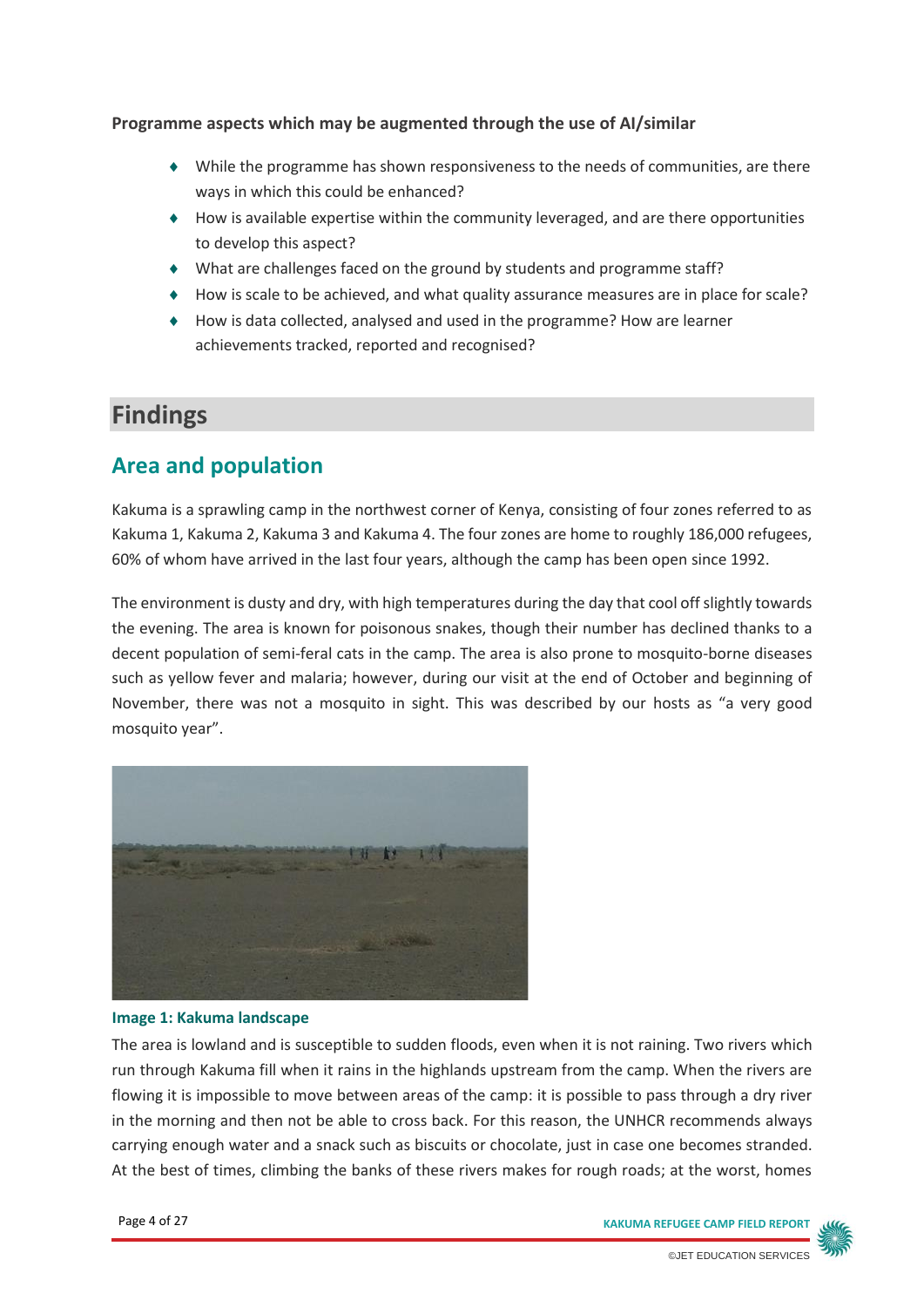**Programme aspects which may be augmented through the use of AI/similar**

- While the programme has shown responsiveness to the needs of communities, are there ways in which this could be enhanced?
- How is available expertise within the community leveraged, and are there opportunities to develop this aspect?
- What are challenges faced on the ground by students and programme staff?
- How is scale to be achieved, and what quality assurance measures are in place for scale?
- How is data collected, analysed and used in the programme? How are learner achievements tracked, reported and recognised?

# Findings

## Area and population

Kakuma is a sprawling camp in the northwest corner of Kenya, consisting of four zones referred to as Kakuma 1, Kakuma 2, Kakuma 3 and Kakuma 4. The four zones are home to roughly 186,000 refugees, 60% of whom have arrived in the last four years, although the camp has been open since 1992.

The environment is dusty and dry, with high temperatures during the day that cool off slightly towards the evening. The area is known for poisonous snakes, though their number has declined thanks to a decent population of semi-feral cats in the camp. The area is also prone to mosquito-borne diseases such as yellow fever and malaria; however, during our visit at the end of October and beginning of November, there was not a mosquito in sight. This was described by our hosts as "a very good mosquito year".

**Image 1: Kakuma landscape**

The area is lowland and is susceptible to sudden floods, even when it is not raining. Two rivers which run through Kakuma fill when it rains in the highlands upstream from the camp. When the rivers are flowing it is impossible to move between areas of the camp: it is possible to pass through a dry river in the morning and then not be able to cross back. For this reason, the UNHCR recommends always carrying enough water and a snack such as biscuits or chocolate, just in case one becomes stranded. At the best of times, climbing the banks of these rivers makes for rough roads; at the worst, homes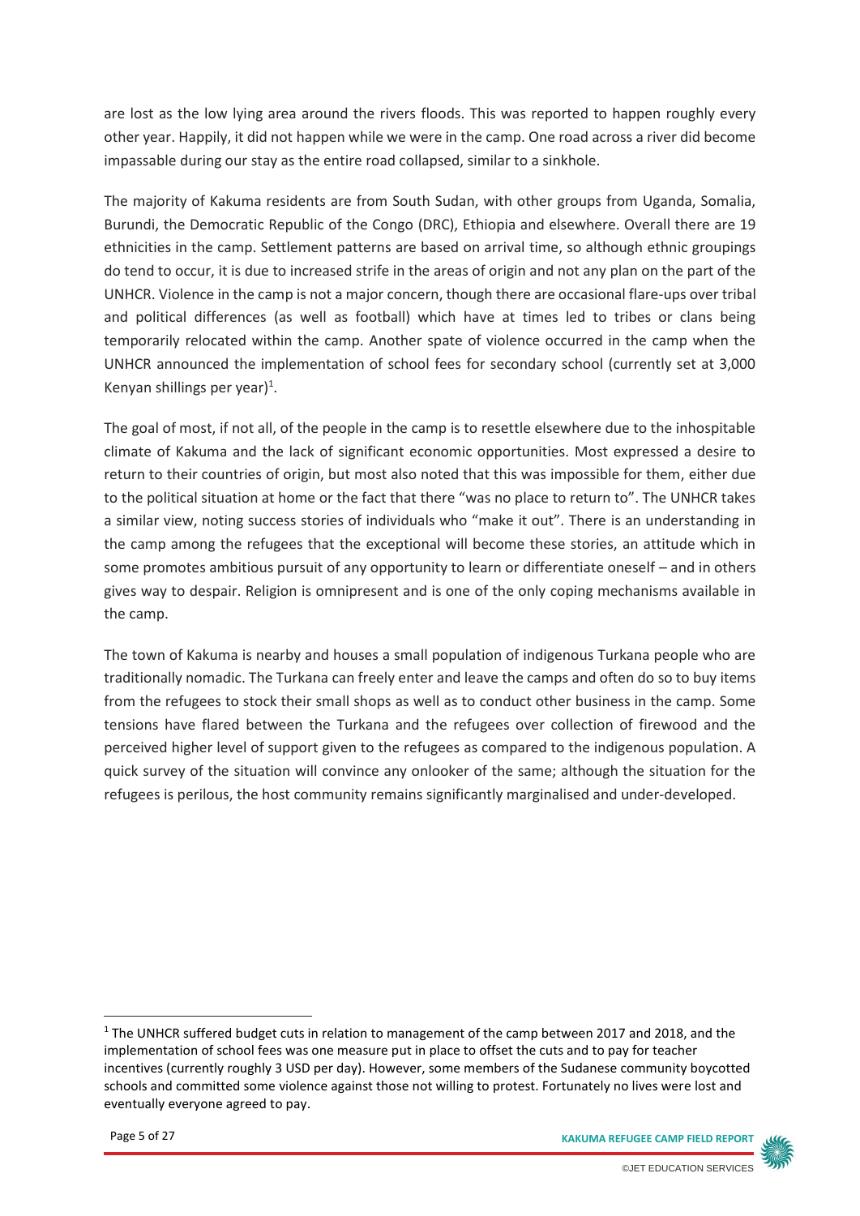are lost as the low lying area around the rivers floods. This was reported to happen roughly every other year. Happily, it did not happen while we were in the camp. One road across a river did become impassable during our stay as the entire road collapsed, similar to a sinkhole.

The majority of Kakuma residents are from South Sudan, with other groups from Uganda, Somalia, Burundi, the Democratic Republic of the Congo (DRC), Ethiopia and elsewhere. Overall there are 19 ethnicities in the camp. Settlement patterns are based on arrival time, so although ethnic groupings do tend to occur, it is due to increased strife in the areas of origin and not any plan on the part of the UNHCR. Violence in the camp is not a major concern, though there are occasional flare-ups over tribal and political differences (as well as football) which have at times led to tribes or clans being temporarily relocated within the camp. Another spate of violence occurred in the camp when the UNHCR announced the implementation of school fees for secondary school (currently set at 3,000 Kenyan shillings per year)[1].

The goal of most, if not all, of the people in the camp is to resettle elsewhere due to the inhospitable climate of Kakuma and the lack of significant economic opportunities. Most expressed a desire to return to their countries of origin, but most also noted that this was impossible for them, either due to the political situation at home or the fact that there "was no place to return to". The UNHCR takes a similar view, noting success stories of individuals who "make it out". There is an understanding in the camp among the refugees that the exceptional will become these stories, an attitude which in some promotes ambitious pursuit of any opportunity to learn or differentiate oneself – and in others gives way to despair. Religion is omnipresent and is one of the only coping mechanisms available in the camp.

The town of Kakuma is nearby and houses a small population of indigenous Turkana people who are traditionally nomadic. The Turkana can freely enter and leave the camps and often do so to buy items from the refugees to stock their small shops as well as to conduct other business in the camp. Some tensions have flared between the Turkana and the refugees over collection of firewood and the perceived higher level of support given to the refugees as compared to the indigenous population. A quick survey of the situation will convince any onlooker of the same; although the situation for the refugees is perilous, the host community remains significantly marginalised and under-developed.

[1] The UNHCR suffered budget cuts in relation to management of the camp between 2017 and 2018, and the implementation of school fees was one measure put in place to offset the cuts and to pay for teacher incentives (currently roughly 3 USD per day). However, some members of the Sudanese community boycotted schools and committed some violence against those not willing to protest. Fortunately no lives were lost and eventually everyone agreed to pay.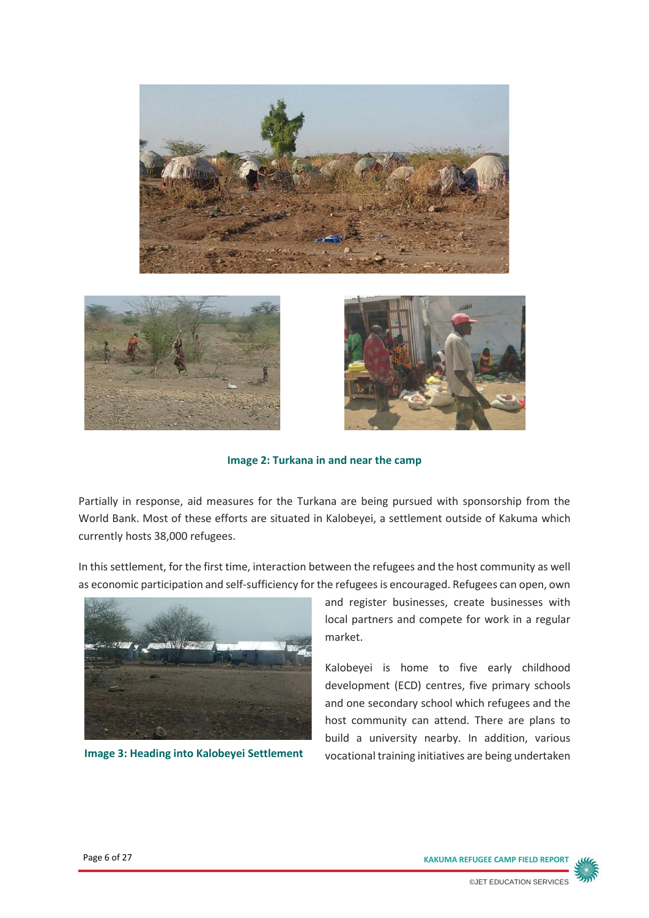**Image 2: Turkana in and near the camp**

Partially in response, aid measures for the Turkana are being pursued with sponsorship from the World Bank. Most of these efforts are situated in Kalobeyei, a settlement outside of Kakuma which currently hosts 38,000 refugees.

In this settlement, for the first time, interaction between the refugees and the host community as well as economic participation and self-sufficiency for the refugees is encouraged. Refugees can open, own and register businesses, create businesses with local partners and compete for work in a regular market.

**Image 3: Heading into Kalobeyei Settlement**

Kalobeyei is home to five early childhood development (ECD) centres, five primary schools and one secondary school which refugees and the host community can attend. There are plans to build a university nearby. In addition, various vocational training initiatives are being undertaken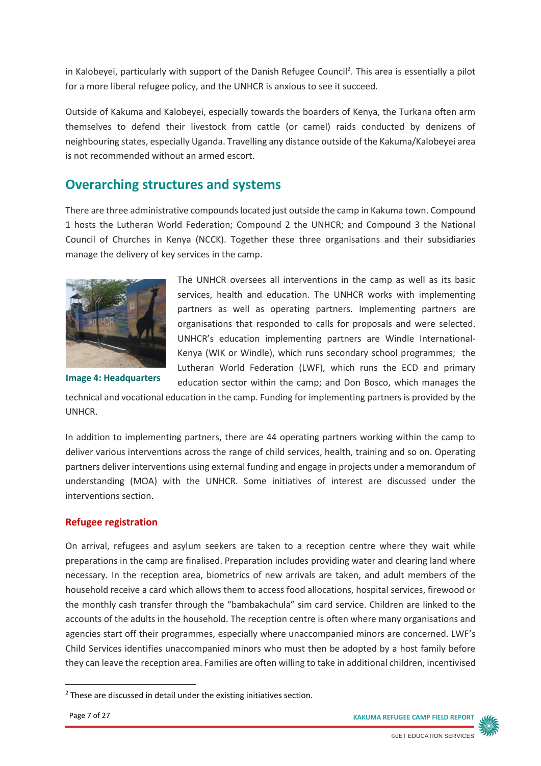in Kalobeyei, particularly with support of the Danish Refugee Council[2]. This area is essentially a pilot for a more liberal refugee policy, and the UNHCR is anxious to see it succeed.

Outside of Kakuma and Kalobeyei, especially towards the boarders of Kenya, the Turkana often arm themselves to defend their livestock from cattle (or camel) raids conducted by denizens of neighbouring states, especially Uganda. Travelling any distance outside of the Kakuma/Kalobeyei area is not recommended without an armed escort.

## Overarching structures and systems

There are three administrative compounds located just outside the camp in Kakuma town. Compound 1 hosts the Lutheran World Federation; Compound 2 the UNHCR; and Compound 3 the National Council of Churches in Kenya (NCCK). Together these three organisations and their subsidiaries manage the delivery of key services in the camp.

**Image 4: Headquarters**

The UNHCR oversees all interventions in the camp as well as its basic services, health and education. The UNHCR works with implementing partners as well as operating partners. Implementing partners are organisations that responded to calls for proposals and were selected. UNHCR's education implementing partners are Windle International-Kenya (WIK or Windle), which runs secondary school programmes; the Lutheran World Federation (LWF), which runs the ECD and primary education sector within the camp; and Don Bosco, which manages the technical and vocational education in the camp. Funding for implementing partners is provided by the UNHCR.

In addition to implementing partners, there are 44 operating partners working within the camp to deliver various interventions across the range of child services, health, training and so on. Operating partners deliver interventions using external funding and engage in projects under a memorandum of understanding (MOA) with the UNHCR. Some initiatives of interest are discussed under the interventions section.

### Refugee registration

On arrival, refugees and asylum seekers are taken to a reception centre where they wait while preparations in the camp are finalised. Preparation includes providing water and clearing land where necessary. In the reception area, biometrics of new arrivals are taken, and adult members of the household receive a card which allows them to access food allocations, hospital services, firewood or the monthly cash transfer through the "bambakachula" sim card service. Children are linked to the accounts of the adults in the household. The reception centre is often where many organisations and agencies start off their programmes, especially where unaccompanied minors are concerned. LWF's Child Services identifies unaccompanied minors who must then be adopted by a host family before they can leave the reception area. Families are often willing to take in additional children, incentivised

[2] These are discussed in detail under the existing initiatives section.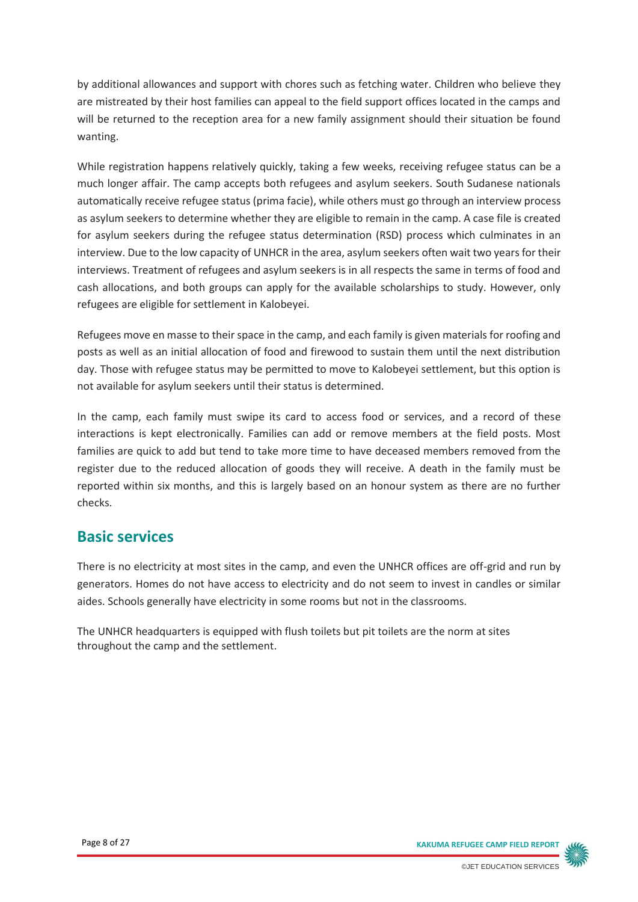by additional allowances and support with chores such as fetching water. Children who believe they are mistreated by their host families can appeal to the field support offices located in the camps and will be returned to the reception area for a new family assignment should their situation be found wanting.

While registration happens relatively quickly, taking a few weeks, receiving refugee status can be a much longer affair. The camp accepts both refugees and asylum seekers. South Sudanese nationals automatically receive refugee status (prima facie), while others must go through an interview process as asylum seekers to determine whether they are eligible to remain in the camp. A case file is created for asylum seekers during the refugee status determination (RSD) process which culminates in an interview. Due to the low capacity of UNHCR in the area, asylum seekers often wait two years for their interviews. Treatment of refugees and asylum seekers is in all respects the same in terms of food and cash allocations, and both groups can apply for the available scholarships to study. However, only refugees are eligible for settlement in Kalobeyei.

Refugees move en masse to their space in the camp, and each family is given materials for roofing and posts as well as an initial allocation of food and firewood to sustain them until the next distribution day. Those with refugee status may be permitted to move to Kalobeyei settlement, but this option is not available for asylum seekers until their status is determined.

In the camp, each family must swipe its card to access food or services, and a record of these interactions is kept electronically. Families can add or remove members at the field posts. Most families are quick to add but tend to take more time to have deceased members removed from the register due to the reduced allocation of goods they will receive. A death in the family must be reported within six months, and this is largely based on an honour system as there are no further checks.

## Basic services

There is no electricity at most sites in the camp, and even the UNHCR offices are off-grid and run by generators. Homes do not have access to electricity and do not seem to invest in candles or similar aides. Schools generally have electricity in some rooms but not in the classrooms.

The UNHCR headquarters is equipped with flush toilets but pit toilets are the norm at sites throughout the camp and the settlement.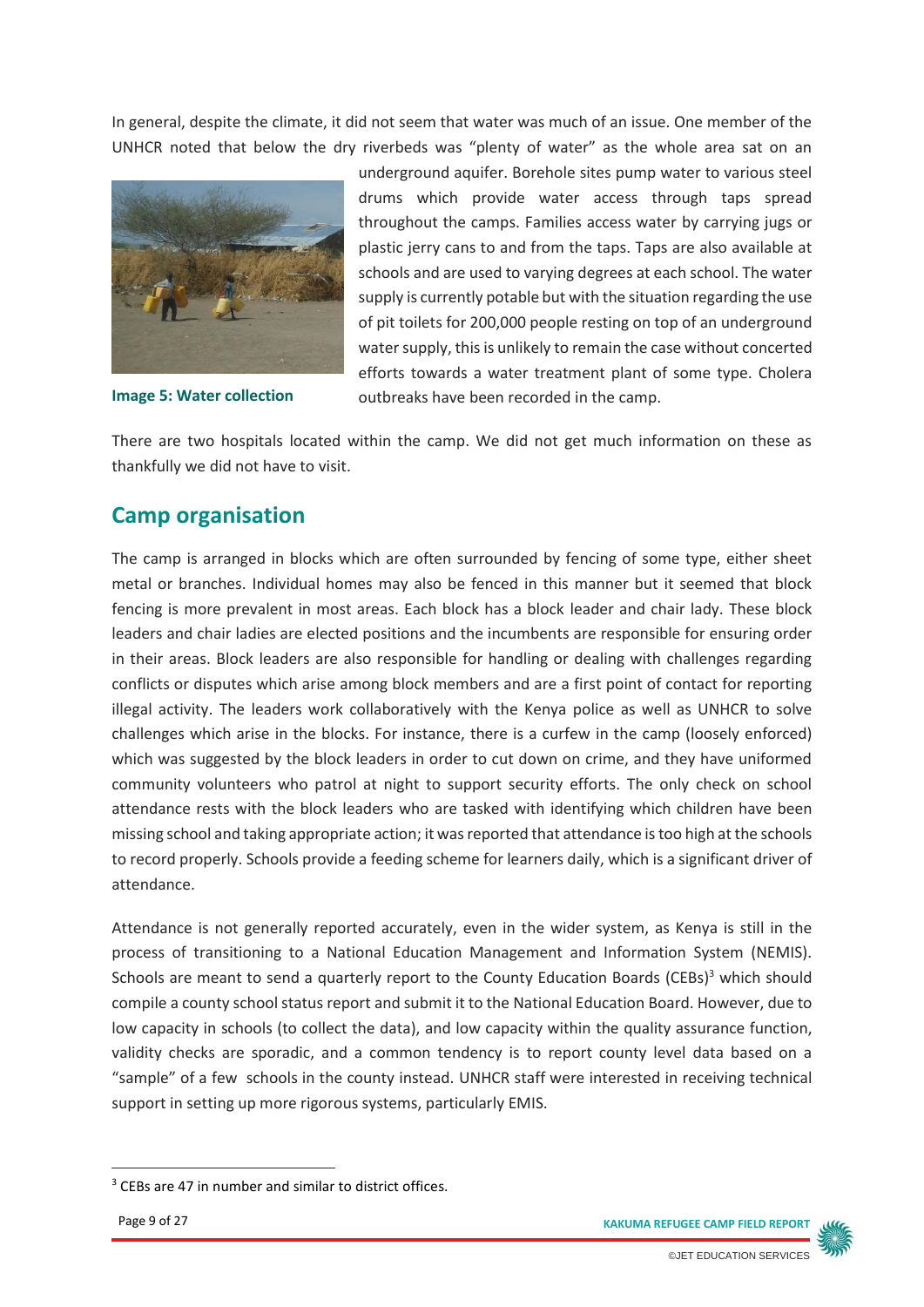In general, despite the climate, it did not seem that water was much of an issue. One member of the UNHCR noted that below the dry riverbeds was "plenty of water" as the whole area sat on an underground aquifer. Borehole sites pump water to various steel drums which provide water access through taps spread throughout the camps. Families access water by carrying jugs or plastic jerry cans to and from the taps. Taps are also available at schools and are used to varying degrees at each school. The water supply is currently potable but with the situation regarding the use of pit toilets for 200,000 people resting on top of an underground water supply, this is unlikely to remain the case without concerted efforts towards a water treatment plant of some type. Cholera outbreaks have been recorded in the camp.

**Image 5: Water collection**

There are two hospitals located within the camp. We did not get much information on these as thankfully we did not have to visit.

## Camp organisation

The camp is arranged in blocks which are often surrounded by fencing of some type, either sheet metal or branches. Individual homes may also be fenced in this manner but it seemed that block fencing is more prevalent in most areas. Each block has a block leader and chair lady. These block leaders and chair ladies are elected positions and the incumbents are responsible for ensuring order in their areas. Block leaders are also responsible for handling or dealing with challenges regarding conflicts or disputes which arise among block members and are a first point of contact for reporting illegal activity. The leaders work collaboratively with the Kenya police as well as UNHCR to solve challenges which arise in the blocks. For instance, there is a curfew in the camp (loosely enforced) which was suggested by the block leaders in order to cut down on crime, and they have uniformed community volunteers who patrol at night to support security efforts. The only check on school attendance rests with the block leaders who are tasked with identifying which children have been missing school and taking appropriate action; it was reported that attendance is too high at the schools to record properly. Schools provide a feeding scheme for learners daily, which is a significant driver of attendance.

Attendance is not generally reported accurately, even in the wider system, as Kenya is still in the process of transitioning to a National Education Management and Information System (NEMIS). Schools are meant to send a quarterly report to the County Education Boards (CEBs)[3] which should compile a county school status report and submit it to the National Education Board. However, due to low capacity in schools (to collect the data), and low capacity within the quality assurance function, validity checks are sporadic, and a common tendency is to report county level data based on a "sample" of a few schools in the county instead. UNHCR staff were interested in receiving technical support in setting up more rigorous systems, particularly EMIS.

[3] CEBs are 47 in number and similar to district offices.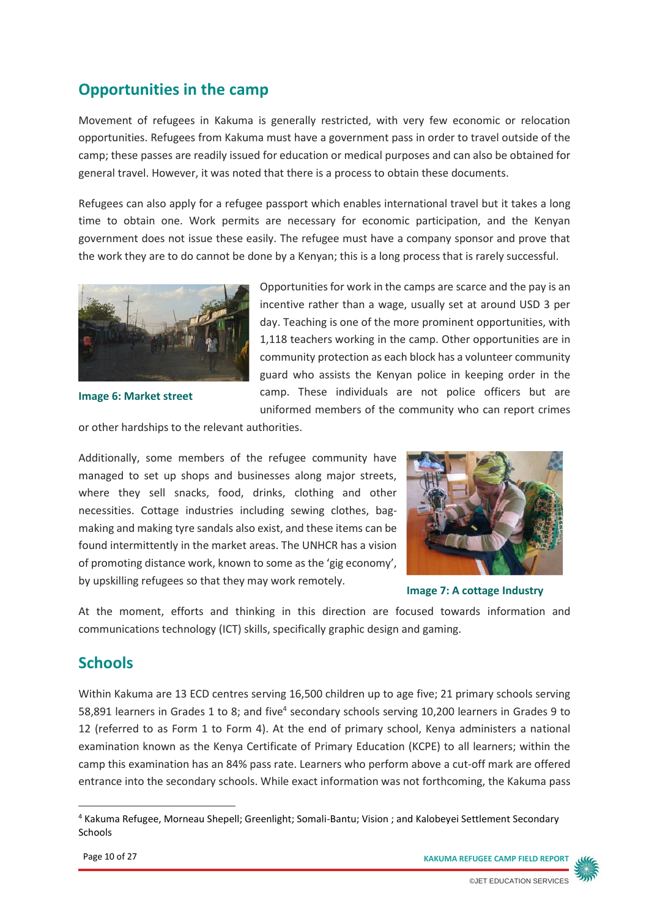## Opportunities in the camp

Movement of refugees in Kakuma is generally restricted, with very few economic or relocation opportunities. Refugees from Kakuma must have a government pass in order to travel outside of the camp; these passes are readily issued for education or medical purposes and can also be obtained for general travel. However, it was noted that there is a process to obtain these documents.

Refugees can also apply for a refugee passport which enables international travel but it takes a long time to obtain one. Work permits are necessary for economic participation, and the Kenyan government does not issue these easily. The refugee must have a company sponsor and prove that the work they are to do cannot be done by a Kenyan; this is a long process that is rarely successful.

**Image 6: Market street**

Opportunities for work in the camps are scarce and the pay is an incentive rather than a wage, usually set at around USD 3 per day. Teaching is one of the more prominent opportunities, with 1,118 teachers working in the camp. Other opportunities are in community protection as each block has a volunteer community guard who assists the Kenyan police in keeping order in the camp. These individuals are not police officers but are uniformed members of the community who can report crimes or other hardships to the relevant authorities.

Additionally, some members of the refugee community have managed to set up shops and businesses along major streets, where they sell snacks, food, drinks, clothing and other necessities. Cottage industries including sewing clothes, bag-making and making tyre sandals also exist, and these items can be found intermittently in the market areas. The UNHCR has a vision of promoting distance work, known to some as the 'gig economy', by upskilling refugees so that they may work remotely.

**Image 7: A cottage Industry**

At the moment, efforts and thinking in this direction are focused towards information and communications technology (ICT) skills, specifically graphic design and gaming.

## Schools

Within Kakuma are 13 ECD centres serving 16,500 children up to age five; 21 primary schools serving 58,891 learners in Grades 1 to 8; and five[4] secondary schools serving 10,200 learners in Grades 9 to 12 (referred to as Form 1 to Form 4). At the end of primary school, Kenya administers a national examination known as the Kenya Certificate of Primary Education (KCPE) to all learners; within the camp this examination has an 84% pass rate. Learners who perform above a cut-off mark are offered entrance into the secondary schools. While exact information was not forthcoming, the Kakuma pass

[4] Kakuma Refugee, Morneau Shepell; Greenlight; Somali-Bantu; Vision ; and Kalobeyei Settlement Secondary Schools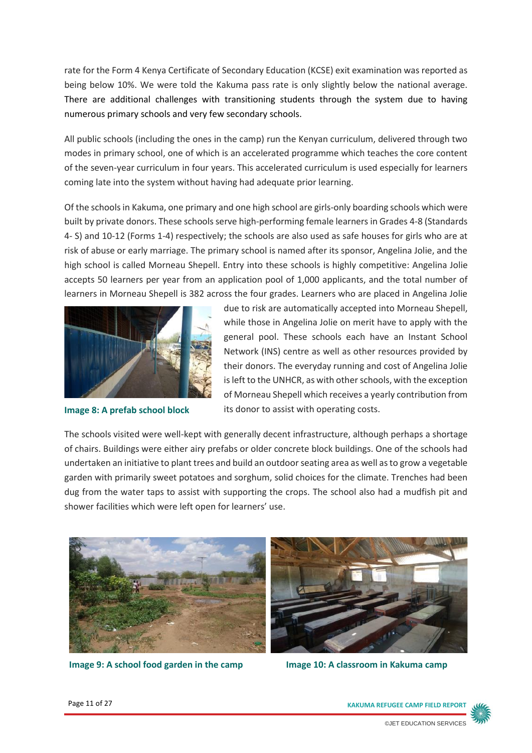rate for the Form 4 Kenya Certificate of Secondary Education (KCSE) exit examination was reported as being below 10%. We were told the Kakuma pass rate is only slightly below the national average. There are additional challenges with transitioning students through the system due to having numerous primary schools and very few secondary schools.

All public schools (including the ones in the camp) run the Kenyan curriculum, delivered through two modes in primary school, one of which is an accelerated programme which teaches the core content of the seven-year curriculum in four years. This accelerated curriculum is used especially for learners coming late into the system without having had adequate prior learning.

Of the schools in Kakuma, one primary and one high school are girls-only boarding schools which were built by private donors. These schools serve high-performing female learners in Grades 4-8 (Standards 4- S) and 10-12 (Forms 1-4) respectively; the schools are also used as safe houses for girls who are at risk of abuse or early marriage. The primary school is named after its sponsor, Angelina Jolie, and the high school is called Morneau Shepell. Entry into these schools is highly competitive: Angelina Jolie accepts 50 learners per year from an application pool of 1,000 applicants, and the total number of learners in Morneau Shepell is 382 across the four grades. Learners who are placed in Angelina Jolie due to risk are automatically accepted into Morneau Shepell, while those in Angelina Jolie on merit have to apply with the general pool. These schools each have an Instant School Network (INS) centre as well as other resources provided by their donors. The everyday running and cost of Angelina Jolie is left to the UNHCR, as with other schools, with the exception of Morneau Shepell which receives a yearly contribution from its donor to assist with operating costs.

Image 8: A prefab school block

The schools visited were well-kept with generally decent infrastructure, although perhaps a shortage of chairs. Buildings were either airy prefabs or older concrete block buildings. One of the schools had undertaken an initiative to plant trees and build an outdoor seating area as well as to grow a vegetable garden with primarily sweet potatoes and sorghum, solid choices for the climate. Trenches had been dug from the water taps to assist with supporting the crops. The school also had a mudfish pit and shower facilities which were left open for learners' use.

Image 9: A school food garden in the camp

Image 10: A classroom in Kakuma camp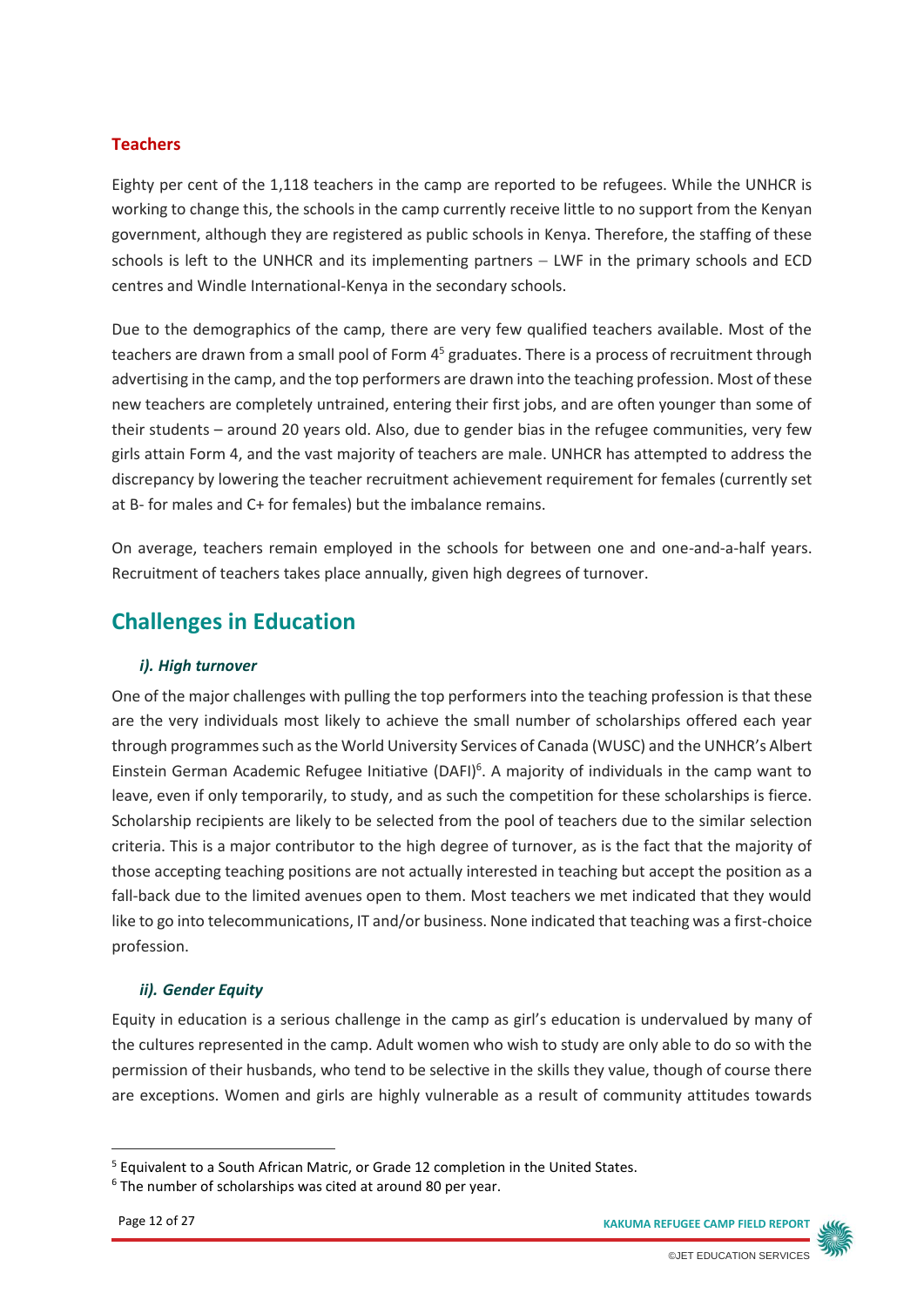### Teachers

Eighty per cent of the 1,118 teachers in the camp are reported to be refugees. While the UNHCR is working to change this, the schools in the camp currently receive little to no support from the Kenyan government, although they are registered as public schools in Kenya. Therefore, the staffing of these schools is left to the UNHCR and its implementing partners – LWF in the primary schools and ECD centres and Windle International-Kenya in the secondary schools.

Due to the demographics of the camp, there are very few qualified teachers available. Most of the teachers are drawn from a small pool of Form 4[5] graduates. There is a process of recruitment through advertising in the camp, and the top performers are drawn into the teaching profession. Most of these new teachers are completely untrained, entering their first jobs, and are often younger than some of their students – around 20 years old. Also, due to gender bias in the refugee communities, very few girls attain Form 4, and the vast majority of teachers are male. UNHCR has attempted to address the discrepancy by lowering the teacher recruitment achievement requirement for females (currently set at B- for males and C+ for females) but the imbalance remains.

On average, teachers remain employed in the schools for between one and one-and-a-half years. Recruitment of teachers takes place annually, given high degrees of turnover.

## Challenges in Education

#### *i). High turnover*

One of the major challenges with pulling the top performers into the teaching profession is that these are the very individuals most likely to achieve the small number of scholarships offered each year through programmes such as the World University Services of Canada (WUSC) and the UNHCR's Albert Einstein German Academic Refugee Initiative (DAFI)[6]. A majority of individuals in the camp want to leave, even if only temporarily, to study, and as such the competition for these scholarships is fierce. Scholarship recipients are likely to be selected from the pool of teachers due to the similar selection criteria. This is a major contributor to the high degree of turnover, as is the fact that the majority of those accepting teaching positions are not actually interested in teaching but accept the position as a fall-back due to the limited avenues open to them. Most teachers we met indicated that they would like to go into telecommunications, IT and/or business. None indicated that teaching was a first-choice profession.

#### *ii). Gender Equity*

Equity in education is a serious challenge in the camp as girl's education is undervalued by many of the cultures represented in the camp. Adult women who wish to study are only able to do so with the permission of their husbands, who tend to be selective in the skills they value, though of course there are exceptions. Women and girls are highly vulnerable as a result of community attitudes towards

[5] Equivalent to a South African Matric, or Grade 12 completion in the United States.

[6] The number of scholarships was cited at around 80 per year.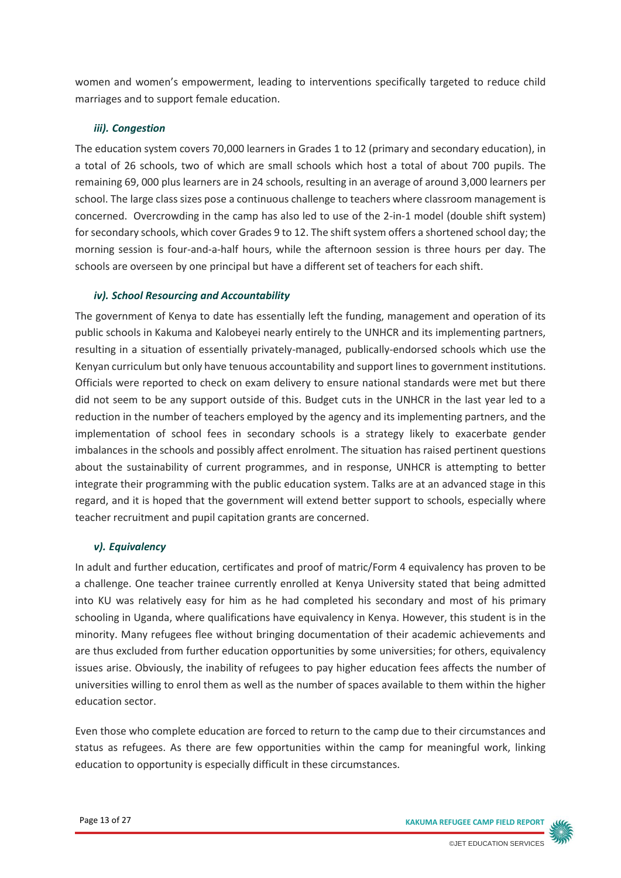women and women's empowerment, leading to interventions specifically targeted to reduce child marriages and to support female education.

#### *iii). Congestion*

The education system covers 70,000 learners in Grades 1 to 12 (primary and secondary education), in a total of 26 schools, two of which are small schools which host a total of about 700 pupils. The remaining 69, 000 plus learners are in 24 schools, resulting in an average of around 3,000 learners per school. The large class sizes pose a continuous challenge to teachers where classroom management is concerned. Overcrowding in the camp has also led to use of the 2-in-1 model (double shift system) for secondary schools, which cover Grades 9 to 12. The shift system offers a shortened school day; the morning session is four-and-a-half hours, while the afternoon session is three hours per day. The schools are overseen by one principal but have a different set of teachers for each shift.

#### *iv). School Resourcing and Accountability*

The government of Kenya to date has essentially left the funding, management and operation of its public schools in Kakuma and Kalobeyei nearly entirely to the UNHCR and its implementing partners, resulting in a situation of essentially privately-managed, publically-endorsed schools which use the Kenyan curriculum but only have tenuous accountability and support lines to government institutions. Officials were reported to check on exam delivery to ensure national standards were met but there did not seem to be any support outside of this. Budget cuts in the UNHCR in the last year led to a reduction in the number of teachers employed by the agency and its implementing partners, and the implementation of school fees in secondary schools is a strategy likely to exacerbate gender imbalances in the schools and possibly affect enrolment. The situation has raised pertinent questions about the sustainability of current programmes, and in response, UNHCR is attempting to better integrate their programming with the public education system. Talks are at an advanced stage in this regard, and it is hoped that the government will extend better support to schools, especially where teacher recruitment and pupil capitation grants are concerned.

#### *v). Equivalency*

In adult and further education, certificates and proof of matric/Form 4 equivalency has proven to be a challenge. One teacher trainee currently enrolled at Kenya University stated that being admitted into KU was relatively easy for him as he had completed his secondary and most of his primary schooling in Uganda, where qualifications have equivalency in Kenya. However, this student is in the minority. Many refugees flee without bringing documentation of their academic achievements and are thus excluded from further education opportunities by some universities; for others, equivalency issues arise. Obviously, the inability of refugees to pay higher education fees affects the number of universities willing to enrol them as well as the number of spaces available to them within the higher education sector.

Even those who complete education are forced to return to the camp due to their circumstances and status as refugees. As there are few opportunities within the camp for meaningful work, linking education to opportunity is especially difficult in these circumstances.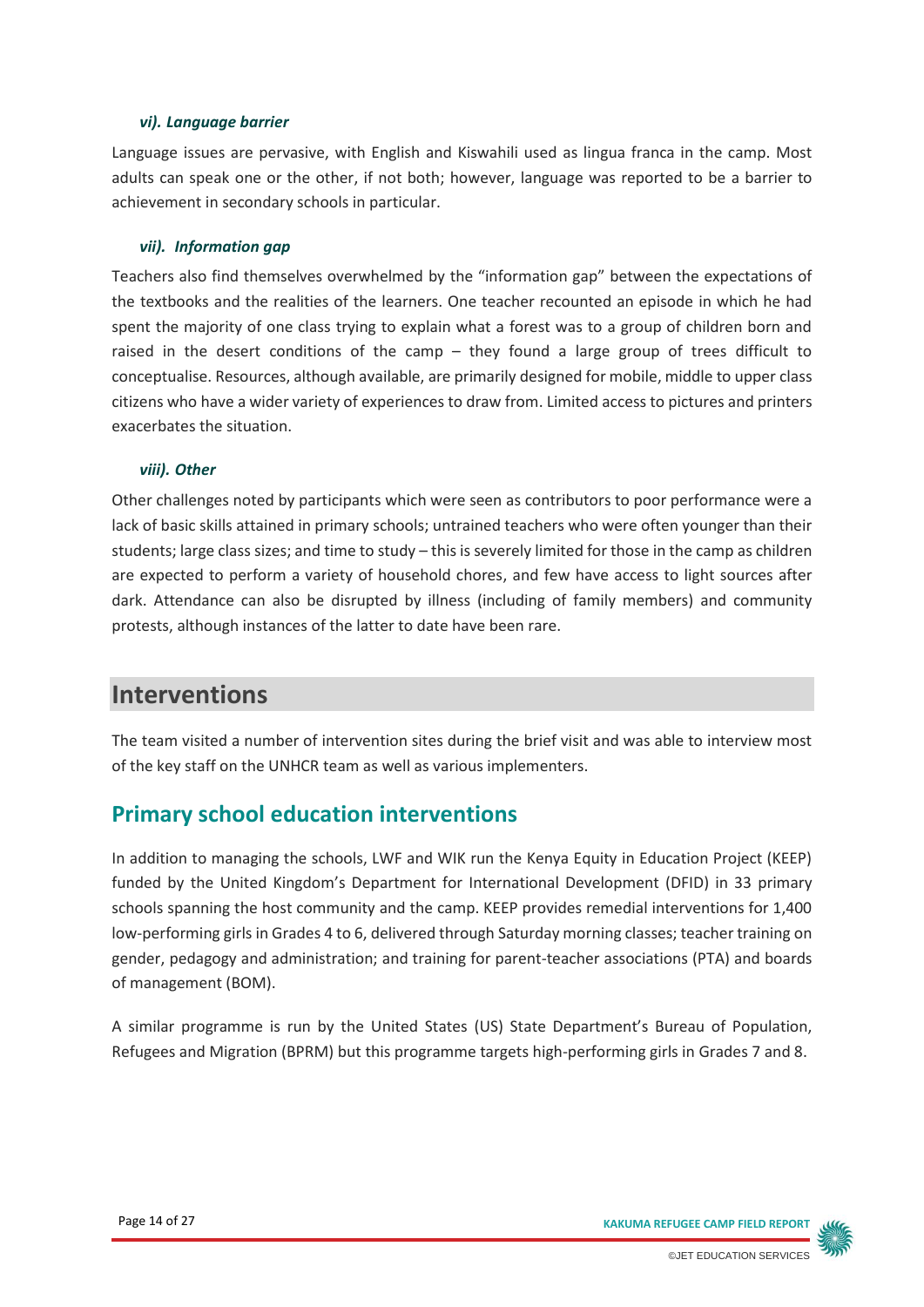#### *vi). Language barrier*

Language issues are pervasive, with English and Kiswahili used as lingua franca in the camp. Most adults can speak one or the other, if not both; however, language was reported to be a barrier to achievement in secondary schools in particular.

#### *vii). Information gap*

Teachers also find themselves overwhelmed by the "information gap" between the expectations of the textbooks and the realities of the learners. One teacher recounted an episode in which he had spent the majority of one class trying to explain what a forest was to a group of children born and raised in the desert conditions of the camp – they found a large group of trees difficult to conceptualise. Resources, although available, are primarily designed for mobile, middle to upper class citizens who have a wider variety of experiences to draw from. Limited access to pictures and printers exacerbates the situation.

#### *viii). Other*

Other challenges noted by participants which were seen as contributors to poor performance were a lack of basic skills attained in primary schools; untrained teachers who were often younger than their students; large class sizes; and time to study – this is severely limited for those in the camp as children are expected to perform a variety of household chores, and few have access to light sources after dark. Attendance can also be disrupted by illness (including of family members) and community protests, although instances of the latter to date have been rare.

# Interventions

The team visited a number of intervention sites during the brief visit and was able to interview most of the key staff on the UNHCR team as well as various implementers.

## Primary school education interventions

In addition to managing the schools, LWF and WIK run the Kenya Equity in Education Project (KEEP) funded by the United Kingdom's Department for International Development (DFID) in 33 primary schools spanning the host community and the camp. KEEP provides remedial interventions for 1,400 low-performing girls in Grades 4 to 6, delivered through Saturday morning classes; teacher training on gender, pedagogy and administration; and training for parent-teacher associations (PTA) and boards of management (BOM).

A similar programme is run by the United States (US) State Department's Bureau of Population, Refugees and Migration (BPRM) but this programme targets high-performing girls in Grades 7 and 8.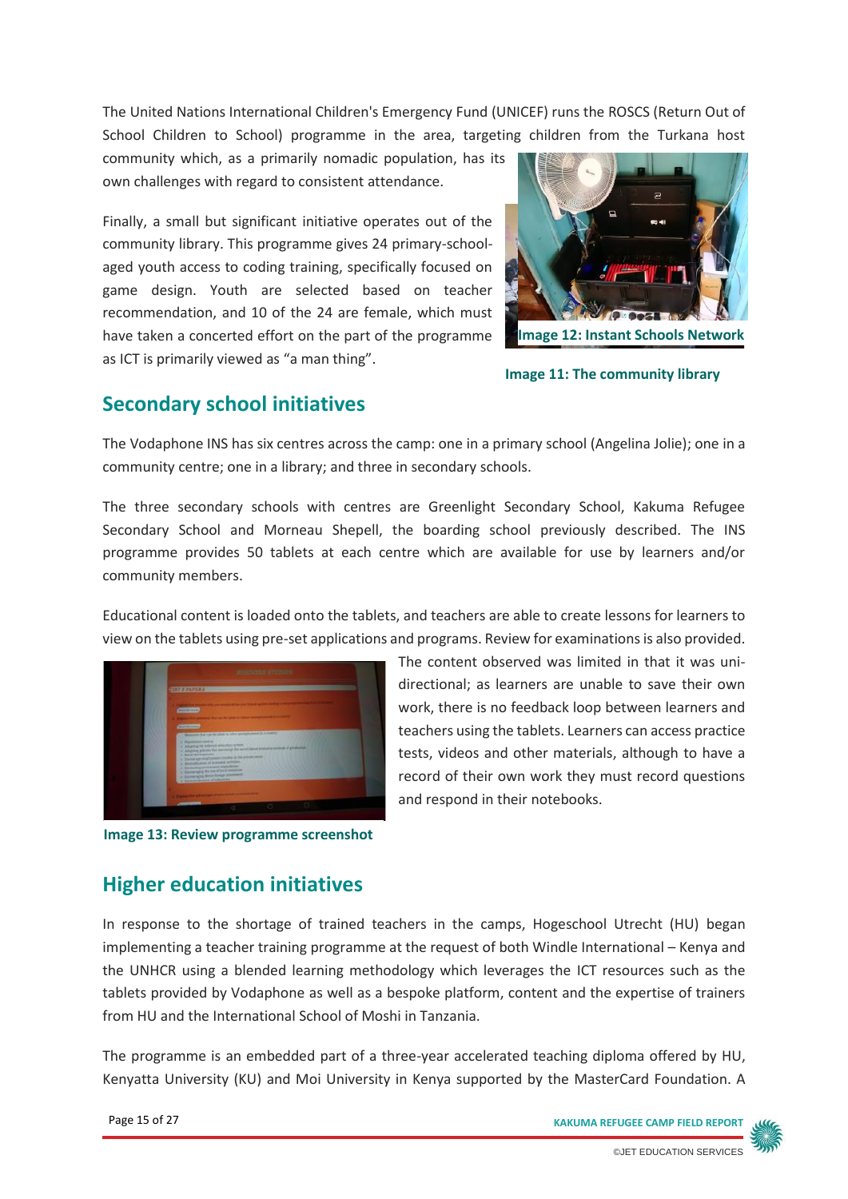The United Nations International Children's Emergency Fund (UNICEF) runs the ROSCS (Return Out of School Children to School) programme in the area, targeting children from the Turkana host community which, as a primarily nomadic population, has its own challenges with regard to consistent attendance.

Finally, a small but significant initiative operates out of the community library. This programme gives 24 primary-school-aged youth access to coding training, specifically focused on game design. Youth are selected based on teacher recommendation, and 10 of the 24 are female, which must have taken a concerted effort on the part of the programme as ICT is primarily viewed as "a man thing".

**Image 12: Instant Schools Network**

**Image 11: The community library**

## Secondary school initiatives

The Vodaphone INS has six centres across the camp: one in a primary school (Angelina Jolie); one in a community centre; one in a library; and three in secondary schools.

The three secondary schools with centres are Greenlight Secondary School, Kakuma Refugee Secondary School and Morneau Shepell, the boarding school previously described. The INS programme provides 50 tablets at each centre which are available for use by learners and/or community members.

Educational content is loaded onto the tablets, and teachers are able to create lessons for learners to view on the tablets using pre-set applications and programs. Review for examinations is also provided. The content observed was limited in that it was uni-directional; as learners are unable to save their own work, there is no feedback loop between learners and teachers using the tablets. Learners can access practice tests, videos and other materials, although to have a record of their own work they must record questions and respond in their notebooks.

**Image 13: Review programme screenshot**

## Higher education initiatives

In response to the shortage of trained teachers in the camps, Hogeschool Utrecht (HU) began implementing a teacher training programme at the request of both Windle International – Kenya and the UNHCR using a blended learning methodology which leverages the ICT resources such as the tablets provided by Vodaphone as well as a bespoke platform, content and the expertise of trainers from HU and the International School of Moshi in Tanzania.

The programme is an embedded part of a three-year accelerated teaching diploma offered by HU, Kenyatta University (KU) and Moi University in Kenya supported by the MasterCard Foundation. A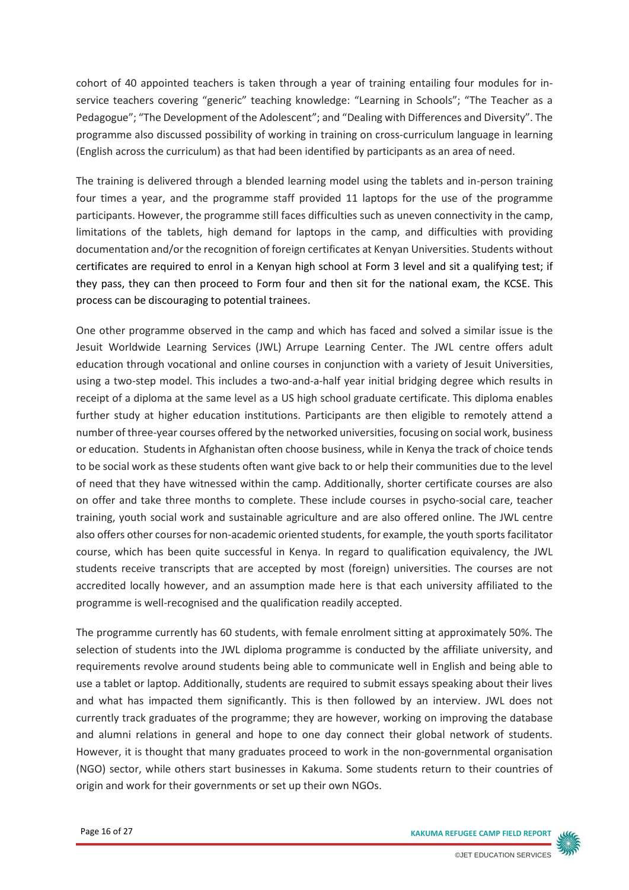cohort of 40 appointed teachers is taken through a year of training entailing four modules for in-service teachers covering "generic" teaching knowledge: "Learning in Schools"; "The Teacher as a Pedagogue"; "The Development of the Adolescent"; and "Dealing with Differences and Diversity". The programme also discussed possibility of working in training on cross-curriculum language in learning (English across the curriculum) as that had been identified by participants as an area of need.

The training is delivered through a blended learning model using the tablets and in-person training four times a year, and the programme staff provided 11 laptops for the use of the programme participants. However, the programme still faces difficulties such as uneven connectivity in the camp, limitations of the tablets, high demand for laptops in the camp, and difficulties with providing documentation and/or the recognition of foreign certificates at Kenyan Universities. Students without certificates are required to enrol in a Kenyan high school at Form 3 level and sit a qualifying test; if they pass, they can then proceed to Form four and then sit for the national exam, the KCSE. This process can be discouraging to potential trainees.

One other programme observed in the camp and which has faced and solved a similar issue is the Jesuit Worldwide Learning Services (JWL) Arrupe Learning Center. The JWL centre offers adult education through vocational and online courses in conjunction with a variety of Jesuit Universities, using a two-step model. This includes a two-and-a-half year initial bridging degree which results in receipt of a diploma at the same level as a US high school graduate certificate. This diploma enables further study at higher education institutions. Participants are then eligible to remotely attend a number of three-year courses offered by the networked universities, focusing on social work, business or education. Students in Afghanistan often choose business, while in Kenya the track of choice tends to be social work as these students often want give back to or help their communities due to the level of need that they have witnessed within the camp. Additionally, shorter certificate courses are also on offer and take three months to complete. These include courses in psycho-social care, teacher training, youth social work and sustainable agriculture and are also offered online. The JWL centre also offers other courses for non-academic oriented students, for example, the youth sports facilitator course, which has been quite successful in Kenya. In regard to qualification equivalency, the JWL students receive transcripts that are accepted by most (foreign) universities. The courses are not accredited locally however, and an assumption made here is that each university affiliated to the programme is well-recognised and the qualification readily accepted.

The programme currently has 60 students, with female enrolment sitting at approximately 50%. The selection of students into the JWL diploma programme is conducted by the affiliate university, and requirements revolve around students being able to communicate well in English and being able to use a tablet or laptop. Additionally, students are required to submit essays speaking about their lives and what has impacted them significantly. This is then followed by an interview. JWL does not currently track graduates of the programme; they are however, working on improving the database and alumni relations in general and hope to one day connect their global network of students. However, it is thought that many graduates proceed to work in the non-governmental organisation (NGO) sector, while others start businesses in Kakuma. Some students return to their countries of origin and work for their governments or set up their own NGOs.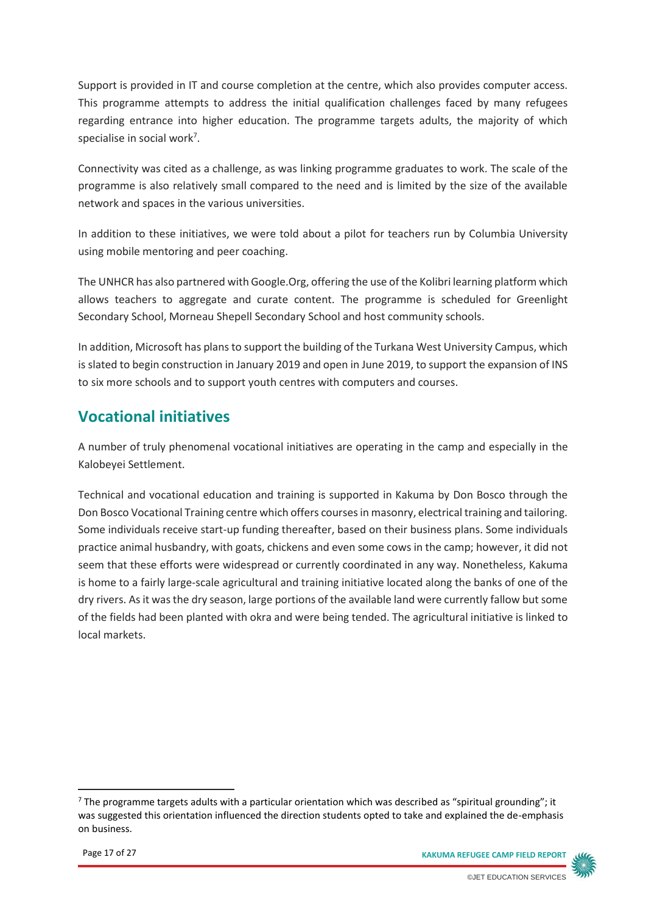Support is provided in IT and course completion at the centre, which also provides computer access. This programme attempts to address the initial qualification challenges faced by many refugees regarding entrance into higher education. The programme targets adults, the majority of which specialise in social work[7].

Connectivity was cited as a challenge, as was linking programme graduates to work. The scale of the programme is also relatively small compared to the need and is limited by the size of the available network and spaces in the various universities.

In addition to these initiatives, we were told about a pilot for teachers run by Columbia University using mobile mentoring and peer coaching.

The UNHCR has also partnered with Google.Org, offering the use of the Kolibri learning platform which allows teachers to aggregate and curate content. The programme is scheduled for Greenlight Secondary School, Morneau Shepell Secondary School and host community schools.

In addition, Microsoft has plans to support the building of the Turkana West University Campus, which is slated to begin construction in January 2019 and open in June 2019, to support the expansion of INS to six more schools and to support youth centres with computers and courses.

## Vocational initiatives

A number of truly phenomenal vocational initiatives are operating in the camp and especially in the Kalobeyei Settlement.

Technical and vocational education and training is supported in Kakuma by Don Bosco through the Don Bosco Vocational Training centre which offers courses in masonry, electrical training and tailoring. Some individuals receive start-up funding thereafter, based on their business plans. Some individuals practice animal husbandry, with goats, chickens and even some cows in the camp; however, it did not seem that these efforts were widespread or currently coordinated in any way. Nonetheless, Kakuma is home to a fairly large-scale agricultural and training initiative located along the banks of one of the dry rivers. As it was the dry season, large portions of the available land were currently fallow but some of the fields had been planted with okra and were being tended. The agricultural initiative is linked to local markets.

---

[7] The programme targets adults with a particular orientation which was described as "spiritual grounding"; it was suggested this orientation influenced the direction students opted to take and explained the de-emphasis on business.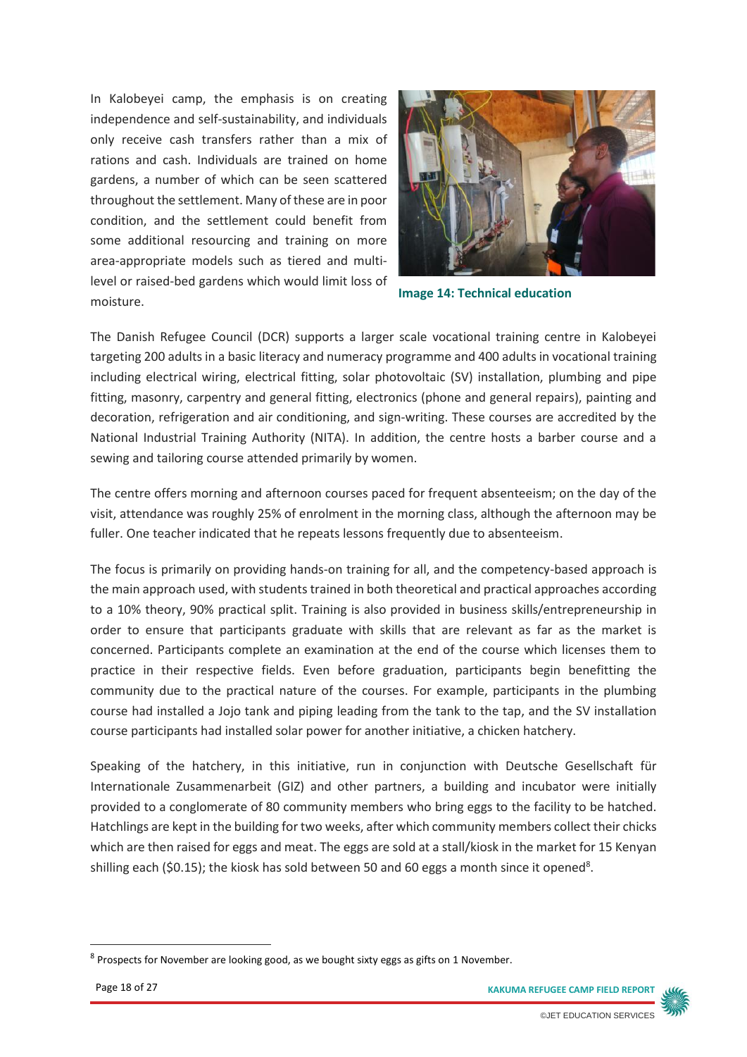In Kalobeyei camp, the emphasis is on creating independence and self-sustainability, and individuals only receive cash transfers rather than a mix of rations and cash. Individuals are trained on home gardens, a number of which can be seen scattered throughout the settlement. Many of these are in poor condition, and the settlement could benefit from some additional resourcing and training on more area-appropriate models such as tiered and multi-level or raised-bed gardens which would limit loss of moisture.

**Image 14: Technical education**

The Danish Refugee Council (DCR) supports a larger scale vocational training centre in Kalobeyei targeting 200 adults in a basic literacy and numeracy programme and 400 adults in vocational training including electrical wiring, electrical fitting, solar photovoltaic (SV) installation, plumbing and pipe fitting, masonry, carpentry and general fitting, electronics (phone and general repairs), painting and decoration, refrigeration and air conditioning, and sign-writing. These courses are accredited by the National Industrial Training Authority (NITA). In addition, the centre hosts a barber course and a sewing and tailoring course attended primarily by women.

The centre offers morning and afternoon courses paced for frequent absenteeism; on the day of the visit, attendance was roughly 25% of enrolment in the morning class, although the afternoon may be fuller. One teacher indicated that he repeats lessons frequently due to absenteeism.

The focus is primarily on providing hands-on training for all, and the competency-based approach is the main approach used, with students trained in both theoretical and practical approaches according to a 10% theory, 90% practical split. Training is also provided in business skills/entrepreneurship in order to ensure that participants graduate with skills that are relevant as far as the market is concerned. Participants complete an examination at the end of the course which licenses them to practice in their respective fields. Even before graduation, participants begin benefitting the community due to the practical nature of the courses. For example, participants in the plumbing course had installed a Jojo tank and piping leading from the tank to the tap, and the SV installation course participants had installed solar power for another initiative, a chicken hatchery.

Speaking of the hatchery, in this initiative, run in conjunction with Deutsche Gesellschaft für Internationale Zusammenarbeit (GIZ) and other partners, a building and incubator were initially provided to a conglomerate of 80 community members who bring eggs to the facility to be hatched. Hatchlings are kept in the building for two weeks, after which community members collect their chicks which are then raised for eggs and meat. The eggs are sold at a stall/kiosk in the market for 15 Kenyan shilling each ($0.15); the kiosk has sold between 50 and 60 eggs a month since it opened[8].

[8] Prospects for November are looking good, as we bought sixty eggs as gifts on 1 November.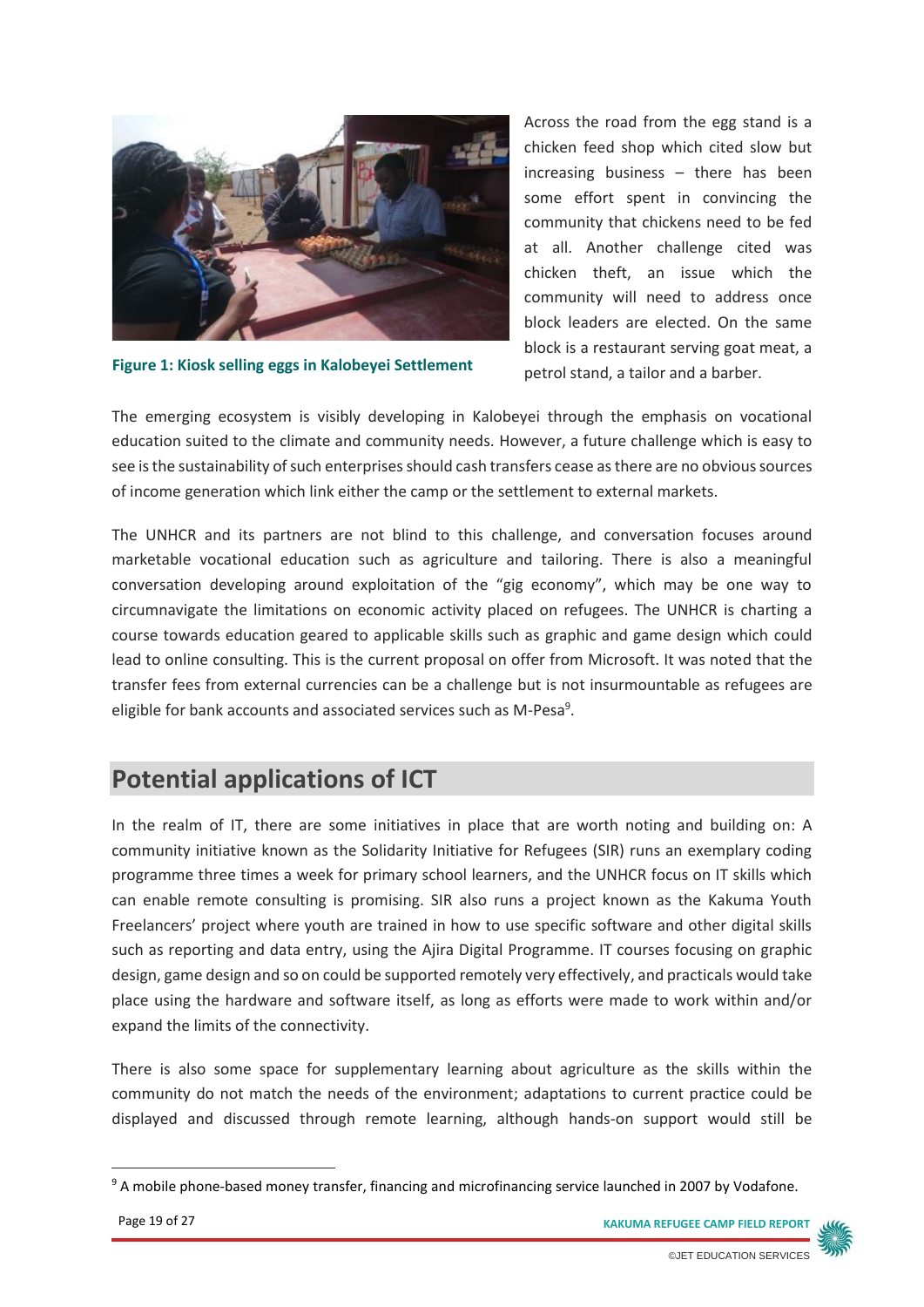Figure 1: Kiosk selling eggs in Kalobeyei Settlement

Across the road from the egg stand is a chicken feed shop which cited slow but increasing business – there has been some effort spent in convincing the community that chickens need to be fed at all. Another challenge cited was chicken theft, an issue which the community will need to address once block leaders are elected. On the same block is a restaurant serving goat meat, a petrol stand, a tailor and a barber.

The emerging ecosystem is visibly developing in Kalobeyei through the emphasis on vocational education suited to the climate and community needs. However, a future challenge which is easy to see is the sustainability of such enterprises should cash transfers cease as there are no obvious sources of income generation which link either the camp or the settlement to external markets.

The UNHCR and its partners are not blind to this challenge, and conversation focuses around marketable vocational education such as agriculture and tailoring. There is also a meaningful conversation developing around exploitation of the "gig economy", which may be one way to circumnavigate the limitations on economic activity placed on refugees. The UNHCR is charting a course towards education geared to applicable skills such as graphic and game design which could lead to online consulting. This is the current proposal on offer from Microsoft. It was noted that the transfer fees from external currencies can be a challenge but is not insurmountable as refugees are eligible for bank accounts and associated services such as M-Pesa[9].

## Potential applications of ICT

In the realm of IT, there are some initiatives in place that are worth noting and building on: A community initiative known as the Solidarity Initiative for Refugees (SIR) runs an exemplary coding programme three times a week for primary school learners, and the UNHCR focus on IT skills which can enable remote consulting is promising. SIR also runs a project known as the Kakuma Youth Freelancers' project where youth are trained in how to use specific software and other digital skills such as reporting and data entry, using the Ajira Digital Programme. IT courses focusing on graphic design, game design and so on could be supported remotely very effectively, and practicals would take place using the hardware and software itself, as long as efforts were made to work within and/or expand the limits of the connectivity.

There is also some space for supplementary learning about agriculture as the skills within the community do not match the needs of the environment; adaptations to current practice could be displayed and discussed through remote learning, although hands-on support would still be

[9] A mobile phone-based money transfer, financing and microfinancing service launched in 2007 by Vodafone.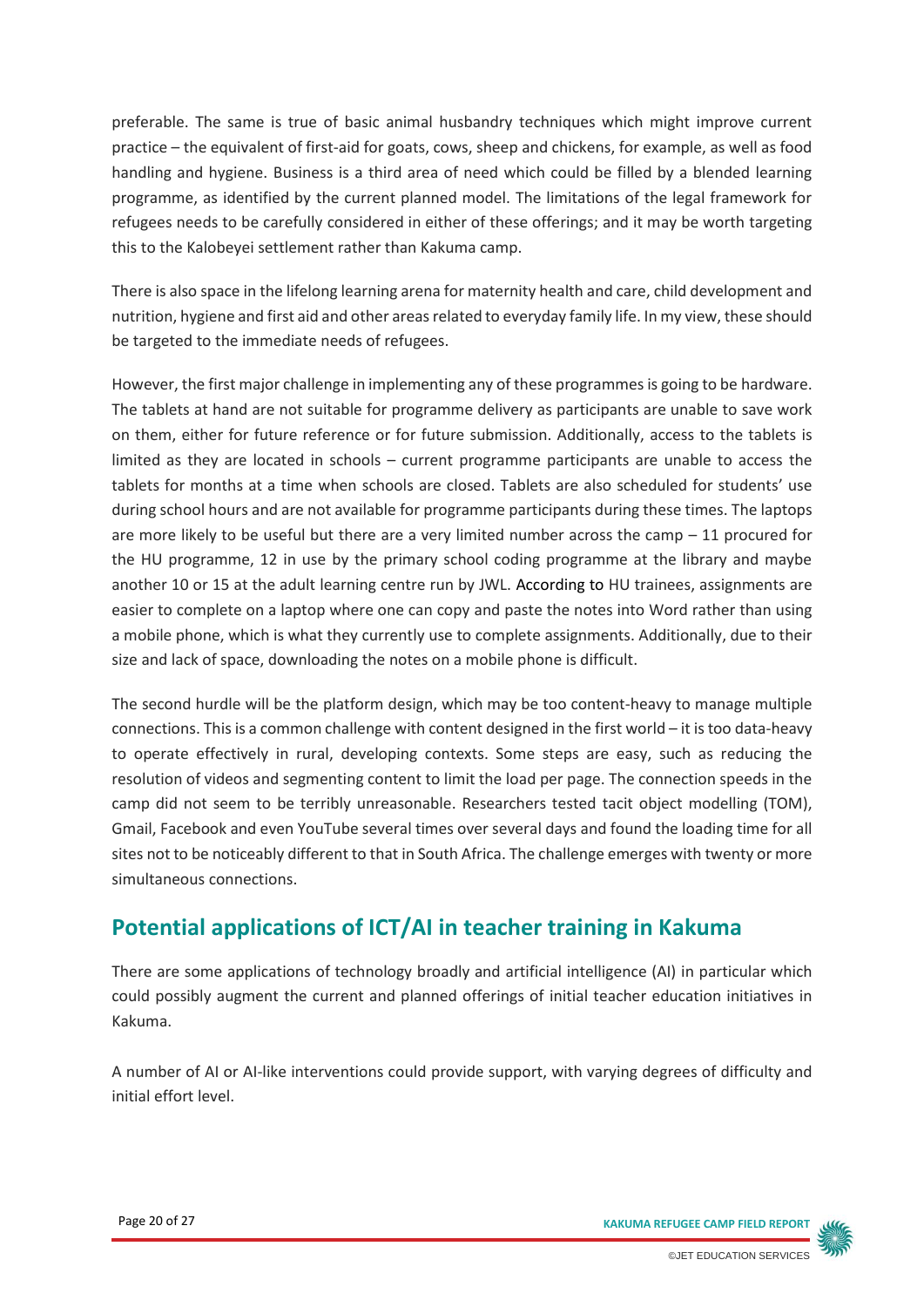preferable. The same is true of basic animal husbandry techniques which might improve current practice – the equivalent of first-aid for goats, cows, sheep and chickens, for example, as well as food handling and hygiene. Business is a third area of need which could be filled by a blended learning programme, as identified by the current planned model. The limitations of the legal framework for refugees needs to be carefully considered in either of these offerings; and it may be worth targeting this to the Kalobeyei settlement rather than Kakuma camp.

There is also space in the lifelong learning arena for maternity health and care, child development and nutrition, hygiene and first aid and other areas related to everyday family life. In my view, these should be targeted to the immediate needs of refugees.

However, the first major challenge in implementing any of these programmes is going to be hardware. The tablets at hand are not suitable for programme delivery as participants are unable to save work on them, either for future reference or for future submission. Additionally, access to the tablets is limited as they are located in schools – current programme participants are unable to access the tablets for months at a time when schools are closed. Tablets are also scheduled for students' use during school hours and are not available for programme participants during these times. The laptops are more likely to be useful but there are a very limited number across the camp – 11 procured for the HU programme, 12 in use by the primary school coding programme at the library and maybe another 10 or 15 at the adult learning centre run by JWL. According to HU trainees, assignments are easier to complete on a laptop where one can copy and paste the notes into Word rather than using a mobile phone, which is what they currently use to complete assignments. Additionally, due to their size and lack of space, downloading the notes on a mobile phone is difficult.

The second hurdle will be the platform design, which may be too content-heavy to manage multiple connections. This is a common challenge with content designed in the first world – it is too data-heavy to operate effectively in rural, developing contexts. Some steps are easy, such as reducing the resolution of videos and segmenting content to limit the load per page. The connection speeds in the camp did not seem to be terribly unreasonable. Researchers tested tacit object modelling (TOM), Gmail, Facebook and even YouTube several times over several days and found the loading time for all sites not to be noticeably different to that in South Africa. The challenge emerges with twenty or more simultaneous connections.

## Potential applications of ICT/AI in teacher training in Kakuma

There are some applications of technology broadly and artificial intelligence (AI) in particular which could possibly augment the current and planned offerings of initial teacher education initiatives in Kakuma.

A number of AI or AI-like interventions could provide support, with varying degrees of difficulty and initial effort level.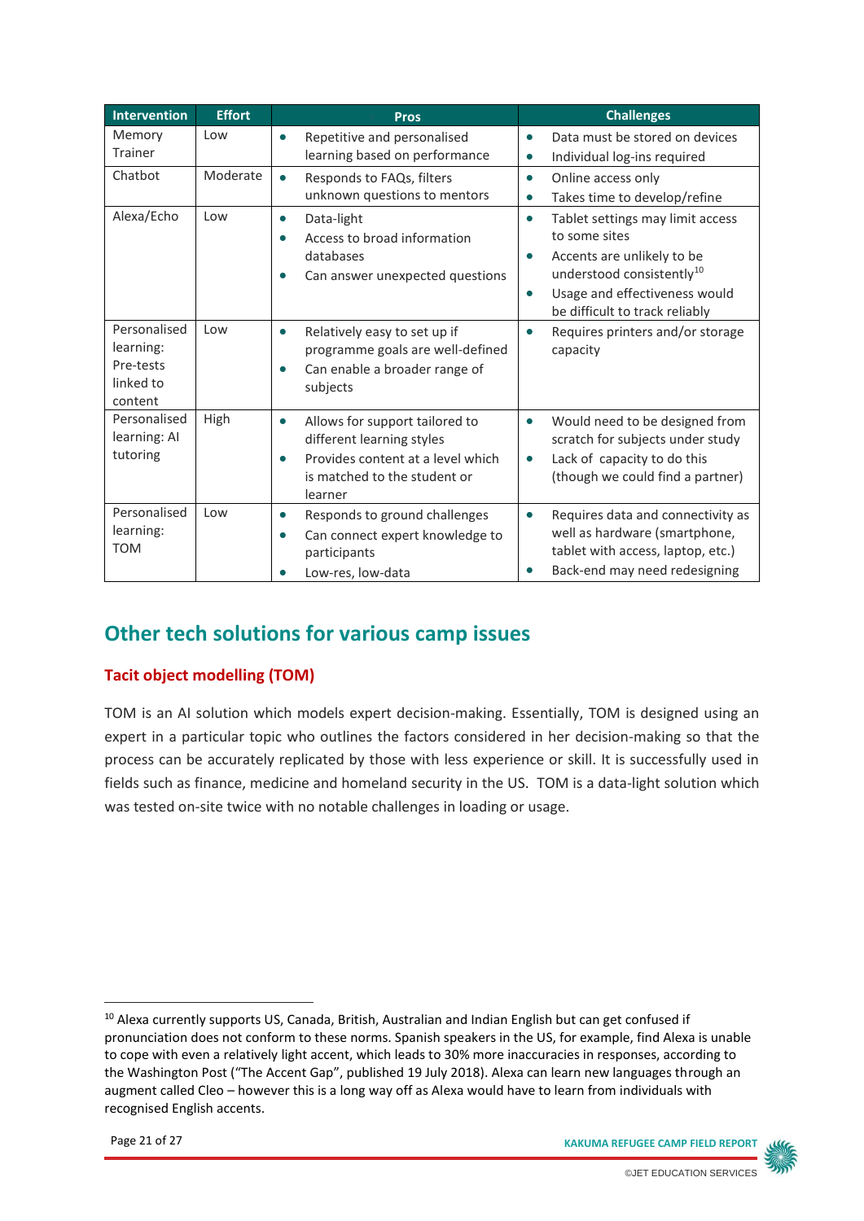| Intervention | Effort | Pros | Challenges |
|---|---|---|---|
| Memory Trainer | Low | • Repetitive and personalised learning based on performance | • Data must be stored on devices<br>• Individual log-ins required |
| Chatbot | Moderate | • Responds to FAQs, filters unknown questions to mentors | • Online access only<br>• Takes time to develop/refine |
| Alexa/Echo | Low | • Data-light<br>• Access to broad information databases<br>• Can answer unexpected questions | • Tablet settings may limit access to some sites<br>• Accents are unlikely to be understood consistently[10]<br>• Usage and effectiveness would be difficult to track reliably |
| Personalised learning: Pre-tests linked to content | Low | • Relatively easy to set up if programme goals are well-defined<br>• Can enable a broader range of subjects | • Requires printers and/or storage capacity |
| Personalised learning: AI tutoring | High | • Allows for support tailored to different learning styles<br>• Provides content at a level which is matched to the student or learner | • Would need to be designed from scratch for subjects under study<br>• Lack of capacity to do this (though we could find a partner) |
| Personalised learning: TOM | Low | • Responds to ground challenges<br>• Can connect expert knowledge to participants<br>• Low-res, low-data | • Requires data and connectivity as well as hardware (smartphone, tablet with access, laptop, etc.)<br>• Back-end may need redesigning |

## Other tech solutions for various camp issues

### Tacit object modelling (TOM)

TOM is an AI solution which models expert decision-making. Essentially, TOM is designed using an expert in a particular topic who outlines the factors considered in her decision-making so that the process can be accurately replicated by those with less experience or skill. It is successfully used in fields such as finance, medicine and homeland security in the US. TOM is a data-light solution which was tested on-site twice with no notable challenges in loading or usage.

---

[10] Alexa currently supports US, Canada, British, Australian and Indian English but can get confused if pronunciation does not conform to these norms. Spanish speakers in the US, for example, find Alexa is unable to cope with even a relatively light accent, which leads to 30% more inaccuracies in responses, according to the Washington Post ("The Accent Gap", published 19 July 2018). Alexa can learn new languages through an augment called Cleo – however this is a long way off as Alexa would have to learn from individuals with recognised English accents.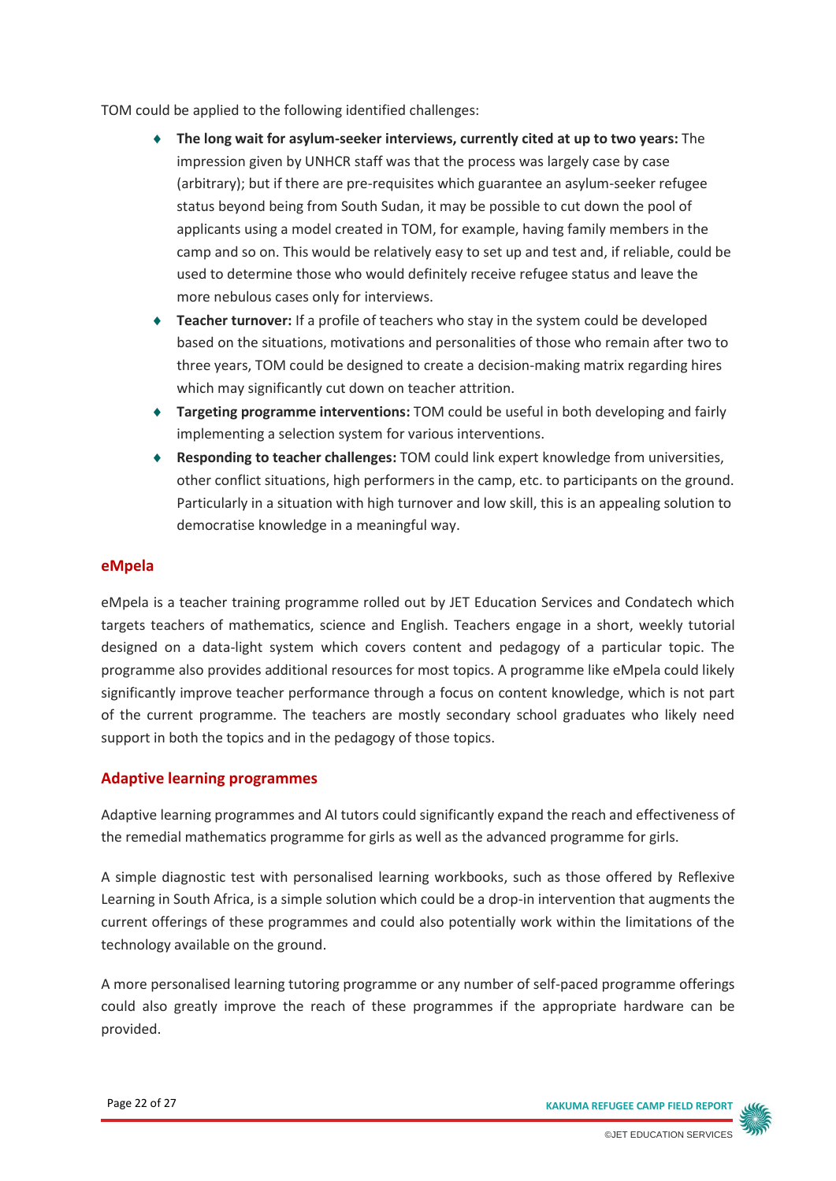TOM could be applied to the following identified challenges:

- **The long wait for asylum-seeker interviews, currently cited at up to two years:** The impression given by UNHCR staff was that the process was largely case by case (arbitrary); but if there are pre-requisites which guarantee an asylum-seeker refugee status beyond being from South Sudan, it may be possible to cut down the pool of applicants using a model created in TOM, for example, having family members in the camp and so on. This would be relatively easy to set up and test and, if reliable, could be used to determine those who would definitely receive refugee status and leave the more nebulous cases only for interviews.
- **Teacher turnover:** If a profile of teachers who stay in the system could be developed based on the situations, motivations and personalities of those who remain after two to three years, TOM could be designed to create a decision-making matrix regarding hires which may significantly cut down on teacher attrition.
- **Targeting programme interventions:** TOM could be useful in both developing and fairly implementing a selection system for various interventions.
- **Responding to teacher challenges:** TOM could link expert knowledge from universities, other conflict situations, high performers in the camp, etc. to participants on the ground. Particularly in a situation with high turnover and low skill, this is an appealing solution to democratise knowledge in a meaningful way.

## eMpela

eMpela is a teacher training programme rolled out by JET Education Services and Condatech which targets teachers of mathematics, science and English. Teachers engage in a short, weekly tutorial designed on a data-light system which covers content and pedagogy of a particular topic. The programme also provides additional resources for most topics. A programme like eMpela could likely significantly improve teacher performance through a focus on content knowledge, which is not part of the current programme. The teachers are mostly secondary school graduates who likely need support in both the topics and in the pedagogy of those topics.

## Adaptive learning programmes

Adaptive learning programmes and AI tutors could significantly expand the reach and effectiveness of the remedial mathematics programme for girls as well as the advanced programme for girls.

A simple diagnostic test with personalised learning workbooks, such as those offered by Reflexive Learning in South Africa, is a simple solution which could be a drop-in intervention that augments the current offerings of these programmes and could also potentially work within the limitations of the technology available on the ground.

A more personalised learning tutoring programme or any number of self-paced programme offerings could also greatly improve the reach of these programmes if the appropriate hardware can be provided.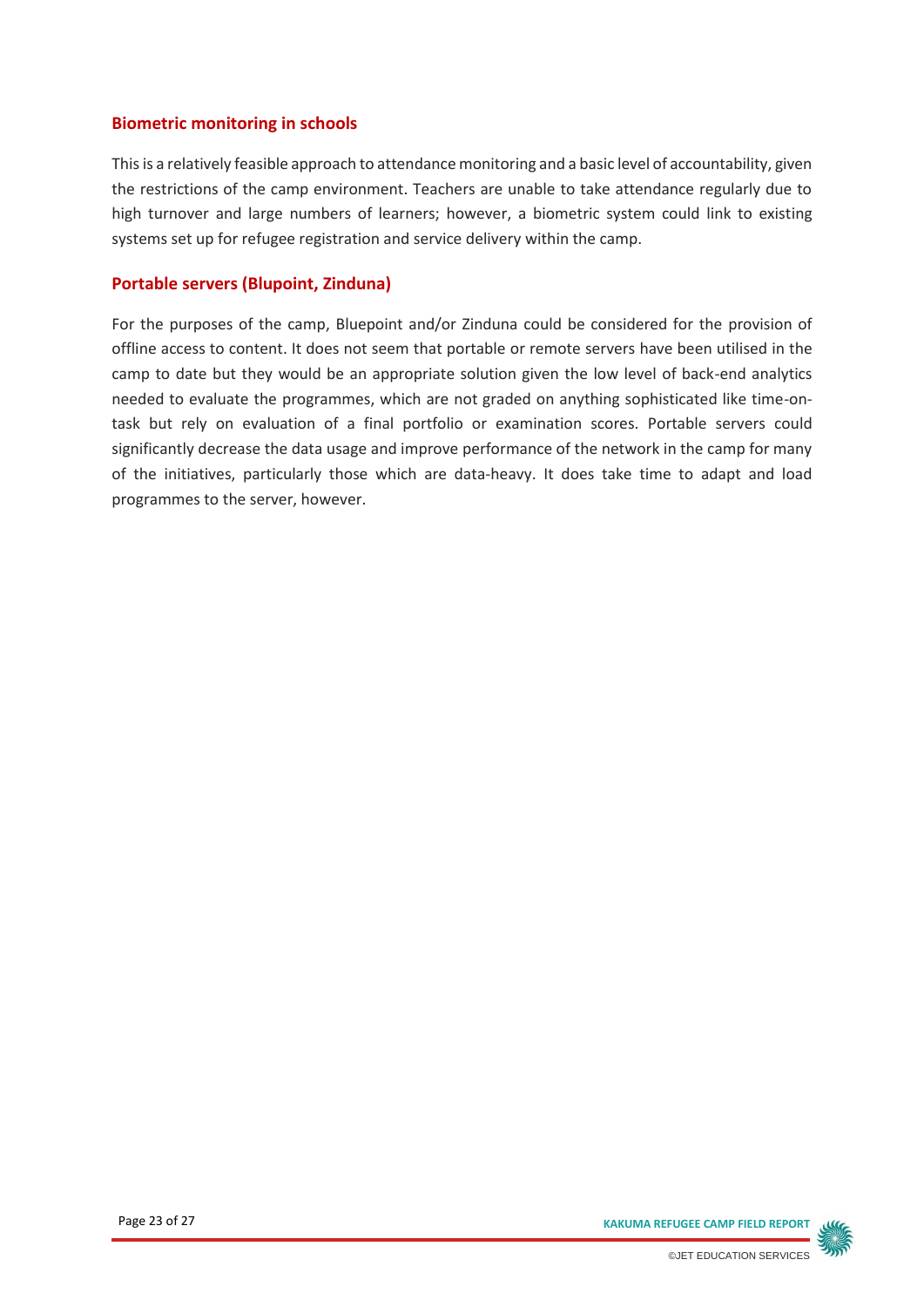### Biometric monitoring in schools

This is a relatively feasible approach to attendance monitoring and a basic level of accountability, given the restrictions of the camp environment. Teachers are unable to take attendance regularly due to high turnover and large numbers of learners; however, a biometric system could link to existing systems set up for refugee registration and service delivery within the camp.

### Portable servers (Blupoint, Zinduna)

For the purposes of the camp, Bluepoint and/or Zinduna could be considered for the provision of offline access to content. It does not seem that portable or remote servers have been utilised in the camp to date but they would be an appropriate solution given the low level of back-end analytics needed to evaluate the programmes, which are not graded on anything sophisticated like time-on-task but rely on evaluation of a final portfolio or examination scores. Portable servers could significantly decrease the data usage and improve performance of the network in the camp for many of the initiatives, particularly those which are data-heavy. It does take time to adapt and load programmes to the server, however.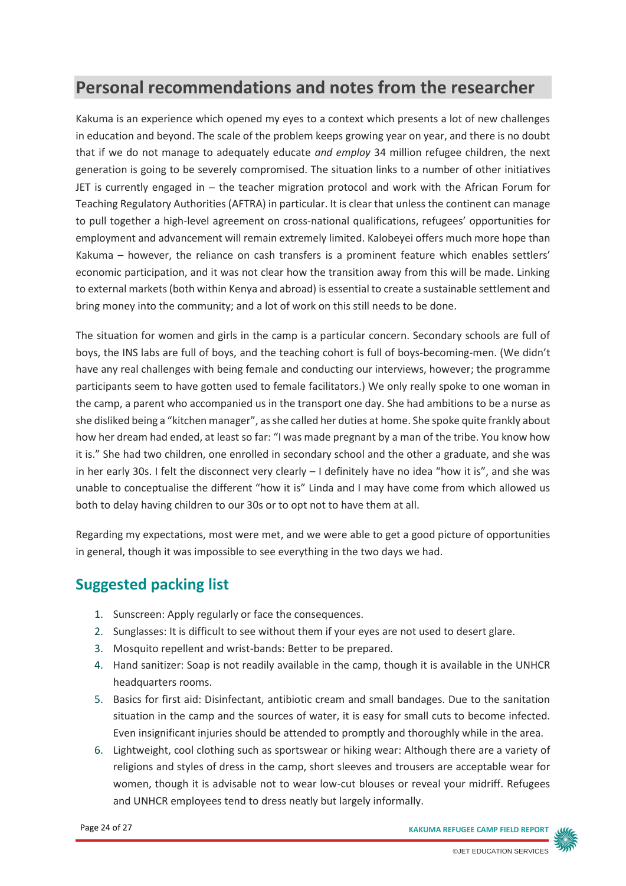## Personal recommendations and notes from the researcher

Kakuma is an experience which opened my eyes to a context which presents a lot of new challenges in education and beyond. The scale of the problem keeps growing year on year, and there is no doubt that if we do not manage to adequately educate *and employ* 34 million refugee children, the next generation is going to be severely compromised. The situation links to a number of other initiatives JET is currently engaged in – the teacher migration protocol and work with the African Forum for Teaching Regulatory Authorities (AFTRA) in particular. It is clear that unless the continent can manage to pull together a high-level agreement on cross-national qualifications, refugees' opportunities for employment and advancement will remain extremely limited. Kalobeyei offers much more hope than Kakuma – however, the reliance on cash transfers is a prominent feature which enables settlers' economic participation, and it was not clear how the transition away from this will be made. Linking to external markets (both within Kenya and abroad) is essential to create a sustainable settlement and bring money into the community; and a lot of work on this still needs to be done.

The situation for women and girls in the camp is a particular concern. Secondary schools are full of boys, the INS labs are full of boys, and the teaching cohort is full of boys-becoming-men. (We didn't have any real challenges with being female and conducting our interviews, however; the programme participants seem to have gotten used to female facilitators.) We only really spoke to one woman in the camp, a parent who accompanied us in the transport one day. She had ambitions to be a nurse as she disliked being a "kitchen manager", as she called her duties at home. She spoke quite frankly about how her dream had ended, at least so far: "I was made pregnant by a man of the tribe. You know how it is." She had two children, one enrolled in secondary school and the other a graduate, and she was in her early 30s. I felt the disconnect very clearly – I definitely have no idea "how it is", and she was unable to conceptualise the different "how it is" Linda and I may have come from which allowed us both to delay having children to our 30s or to opt not to have them at all.

Regarding my expectations, most were met, and we were able to get a good picture of opportunities in general, though it was impossible to see everything in the two days we had.

## Suggested packing list

1. Sunscreen: Apply regularly or face the consequences.
2. Sunglasses: It is difficult to see without them if your eyes are not used to desert glare.
3. Mosquito repellent and wrist-bands: Better to be prepared.
4. Hand sanitizer: Soap is not readily available in the camp, though it is available in the UNHCR headquarters rooms.
5. Basics for first aid: Disinfectant, antibiotic cream and small bandages. Due to the sanitation situation in the camp and the sources of water, it is easy for small cuts to become infected. Even insignificant injuries should be attended to promptly and thoroughly while in the area.
6. Lightweight, cool clothing such as sportswear or hiking wear: Although there are a variety of religions and styles of dress in the camp, short sleeves and trousers are acceptable wear for women, though it is advisable not to wear low-cut blouses or reveal your midriff. Refugees and UNHCR employees tend to dress neatly but largely informally.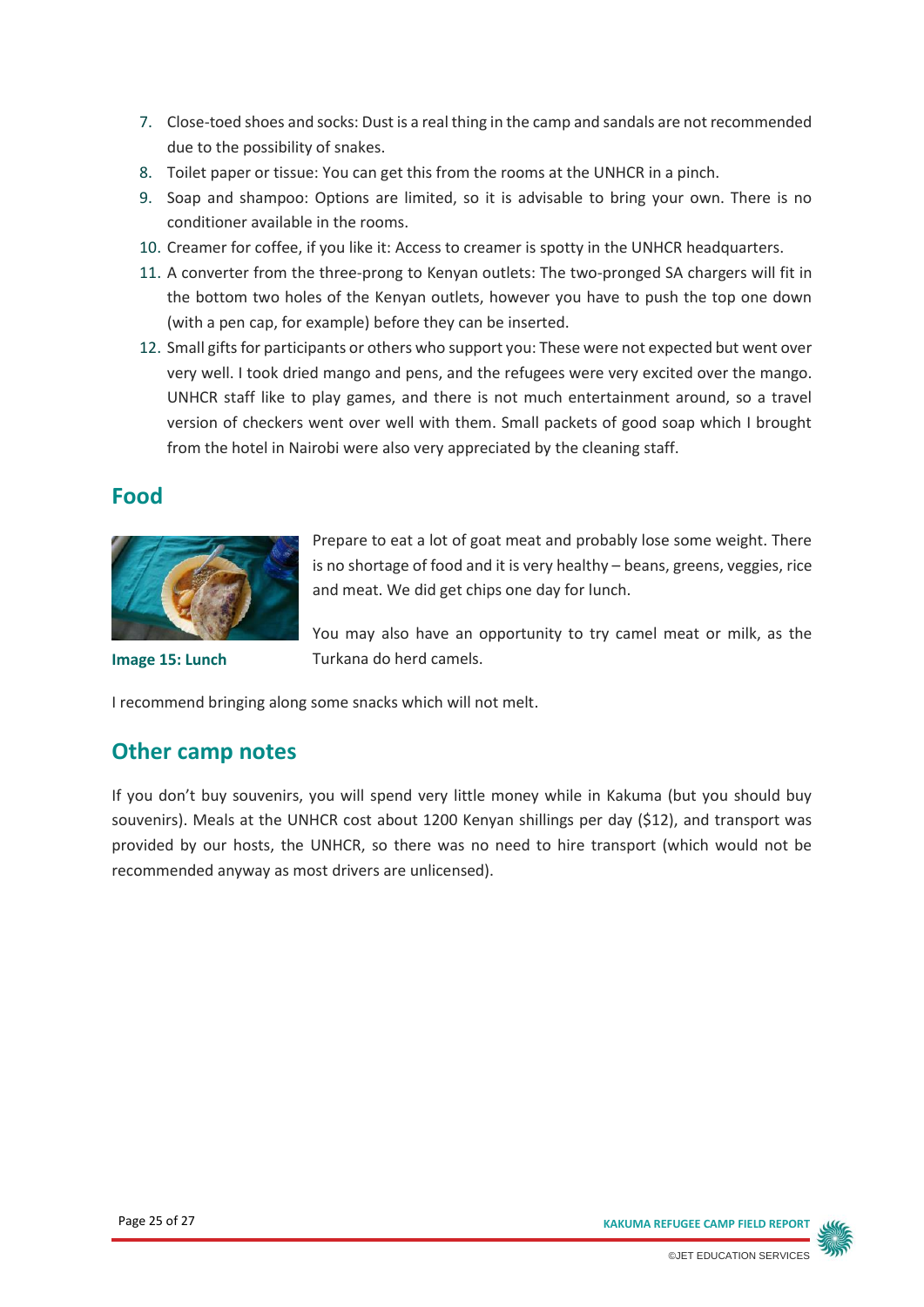7. Close-toed shoes and socks: Dust is a real thing in the camp and sandals are not recommended due to the possibility of snakes.
8. Toilet paper or tissue: You can get this from the rooms at the UNHCR in a pinch.
9. Soap and shampoo: Options are limited, so it is advisable to bring your own. There is no conditioner available in the rooms.
10. Creamer for coffee, if you like it: Access to creamer is spotty in the UNHCR headquarters.
11. A converter from the three-prong to Kenyan outlets: The two-pronged SA chargers will fit in the bottom two holes of the Kenyan outlets, however you have to push the top one down (with a pen cap, for example) before they can be inserted.
12. Small gifts for participants or others who support you: These were not expected but went over very well. I took dried mango and pens, and the refugees were very excited over the mango. UNHCR staff like to play games, and there is not much entertainment around, so a travel version of checkers went over well with them. Small packets of good soap which I brought from the hotel in Nairobi were also very appreciated by the cleaning staff.

## Food

**Image 15: Lunch**

Prepare to eat a lot of goat meat and probably lose some weight. There is no shortage of food and it is very healthy – beans, greens, veggies, rice and meat. We did get chips one day for lunch.

You may also have an opportunity to try camel meat or milk, as the Turkana do herd camels.

I recommend bringing along some snacks which will not melt.

## Other camp notes

If you don't buy souvenirs, you will spend very little money while in Kakuma (but you should buy souvenirs). Meals at the UNHCR cost about 1200 Kenyan shillings per day ($12), and transport was provided by our hosts, the UNHCR, so there was no need to hire transport (which would not be recommended anyway as most drivers are unlicensed).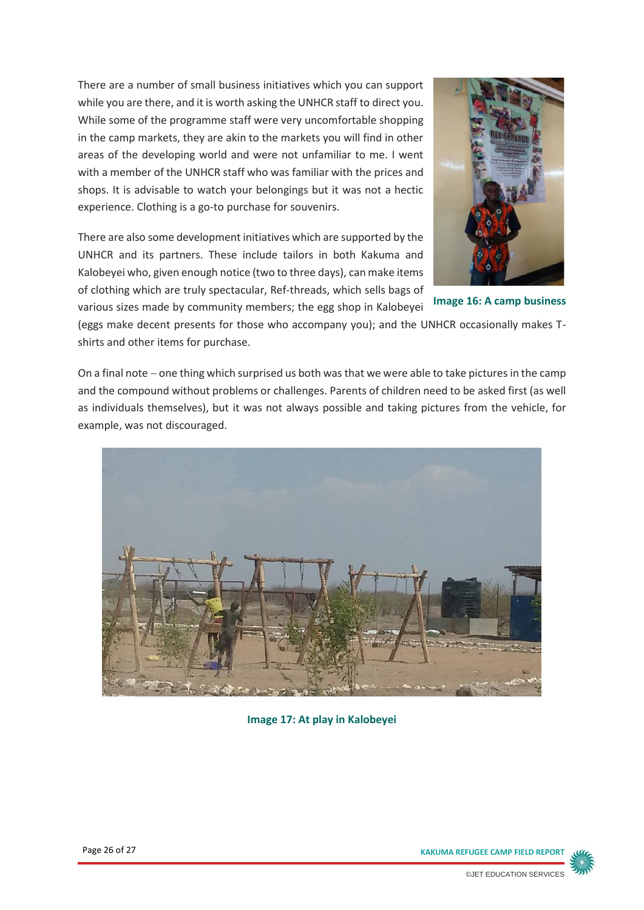There are a number of small business initiatives which you can support while you are there, and it is worth asking the UNHCR staff to direct you. While some of the programme staff were very uncomfortable shopping in the camp markets, they are akin to the markets you will find in other areas of the developing world and were not unfamiliar to me. I went with a member of the UNHCR staff who was familiar with the prices and shops. It is advisable to watch your belongings but it was not a hectic experience. Clothing is a go-to purchase for souvenirs.

There are also some development initiatives which are supported by the UNHCR and its partners. These include tailors in both Kakuma and Kalobeyei who, given enough notice (two to three days), can make items of clothing which are truly spectacular, Ref-threads, which sells bags of various sizes made by community members; the egg shop in Kalobeyei (eggs make decent presents for those who accompany you); and the UNHCR occasionally makes T-shirts and other items for purchase.

**Image 16: A camp business**

On a final note – one thing which surprised us both was that we were able to take pictures in the camp and the compound without problems or challenges. Parents of children need to be asked first (as well as individuals themselves), but it was not always possible and taking pictures from the vehicle, for example, was not discouraged.

**Image 17: At play in Kalobeyei**